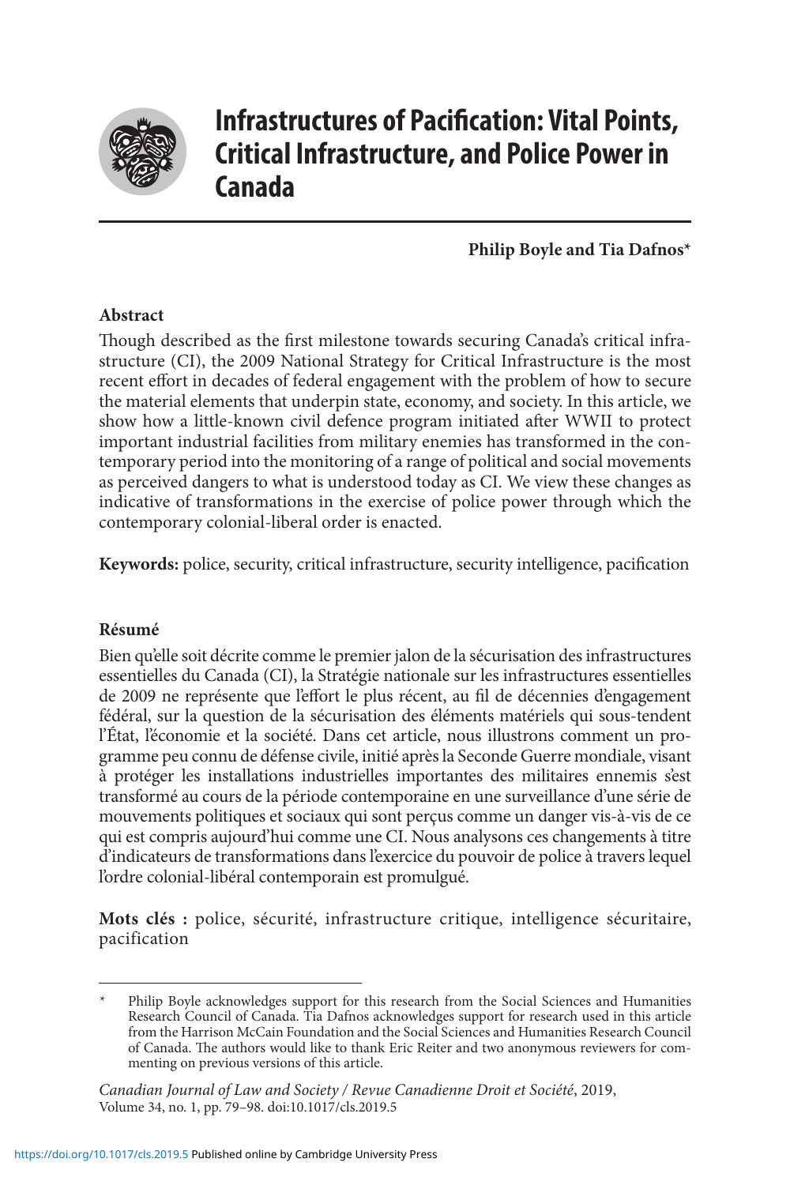# Infrastructures of Pacification: Vital Points, Critical Infrastructure, and Police Power in Canada

**Philip Boyle and Tia Dafnos***

### Abstract

Though described as the first milestone towards securing Canada's critical infrastructure (CI), the 2009 National Strategy for Critical Infrastructure is the most recent effort in decades of federal engagement with the problem of how to secure the material elements that underpin state, economy, and society. In this article, we show how a little-known civil defence program initiated after WWII to protect important industrial facilities from military enemies has transformed in the contemporary period into the monitoring of a range of political and social movements as perceived dangers to what is understood today as CI. We view these changes as indicative of transformations in the exercise of police power through which the contemporary colonial-liberal order is enacted.

**Keywords:** police, security, critical infrastructure, security intelligence, pacification

### Résumé

Bien qu'elle soit décrite comme le premier jalon de la sécurisation des infrastructures essentielles du Canada (CI), la Stratégie nationale sur les infrastructures essentielles de 2009 ne représente que l'effort le plus récent, au fil de décennies d'engagement fédéral, sur la question de la sécurisation des éléments matériels qui sous-tendent l'État, l'économie et la société. Dans cet article, nous illustrons comment un programme peu connu de défense civile, initié après la Seconde Guerre mondiale, visant à protéger les installations industrielles importantes des militaires ennemis s'est transformé au cours de la période contemporaine en une surveillance d'une série de mouvements politiques et sociaux qui sont perçus comme un danger vis-à-vis de ce qui est compris aujourd'hui comme une CI. Nous analysons ces changements à titre d'indicateurs de transformations dans l'exercice du pouvoir de police à travers lequel l'ordre colonial-libéral contemporain est promulgué.

**Mots clés :** police, sécurité, infrastructure critique, intelligence sécuritaire, pacification

---

\* Philip Boyle acknowledges support for this research from the Social Sciences and Humanities Research Council of Canada. Tia Dafnos acknowledges support for research used in this article from the Harrison McCain Foundation and the Social Sciences and Humanities Research Council of Canada. The authors would like to thank Eric Reiter and two anonymous reviewers for commenting on previous versions of this article.

*Canadian Journal of Law and Society / Revue Canadienne Droit et Société*, 2019, Volume 34, no. 1, pp. 79–98. doi:10.1017/cls.2019.5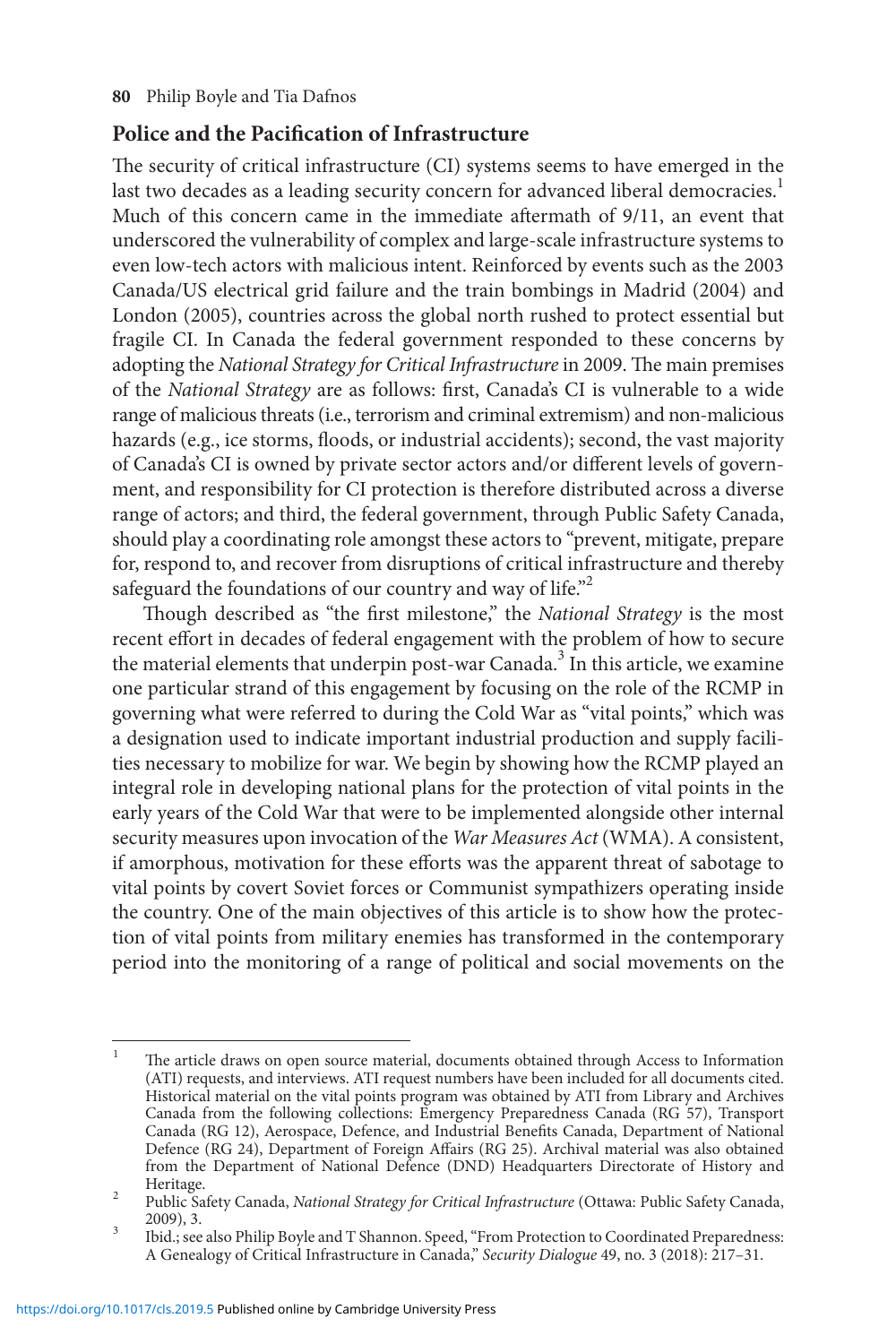## Police and the Pacification of Infrastructure

The security of critical infrastructure (CI) systems seems to have emerged in the last two decades as a leading security concern for advanced liberal democracies.[1] Much of this concern came in the immediate aftermath of 9/11, an event that underscored the vulnerability of complex and large-scale infrastructure systems to even low-tech actors with malicious intent. Reinforced by events such as the 2003 Canada/US electrical grid failure and the train bombings in Madrid (2004) and London (2005), countries across the global north rushed to protect essential but fragile CI. In Canada the federal government responded to these concerns by adopting the *National Strategy for Critical Infrastructure* in 2009. The main premises of the *National Strategy* are as follows: first, Canada's CI is vulnerable to a wide range of malicious threats (i.e., terrorism and criminal extremism) and non-malicious hazards (e.g., ice storms, floods, or industrial accidents); second, the vast majority of Canada's CI is owned by private sector actors and/or different levels of government, and responsibility for CI protection is therefore distributed across a diverse range of actors; and third, the federal government, through Public Safety Canada, should play a coordinating role amongst these actors to "prevent, mitigate, prepare for, respond to, and recover from disruptions of critical infrastructure and thereby safeguard the foundations of our country and way of life."[2]

Though described as "the first milestone," the *National Strategy* is the most recent effort in decades of federal engagement with the problem of how to secure the material elements that underpin post-war Canada.[3] In this article, we examine one particular strand of this engagement by focusing on the role of the RCMP in governing what were referred to during the Cold War as "vital points," which was a designation used to indicate important industrial production and supply facilities necessary to mobilize for war. We begin by showing how the RCMP played an integral role in developing national plans for the protection of vital points in the early years of the Cold War that were to be implemented alongside other internal security measures upon invocation of the *War Measures Act* (WMA). A consistent, if amorphous, motivation for these efforts was the apparent threat of sabotage to vital points by covert Soviet forces or Communist sympathizers operating inside the country. One of the main objectives of this article is to show how the protection of vital points from military enemies has transformed in the contemporary period into the monitoring of a range of political and social movements on the

---

[1] The article draws on open source material, documents obtained through Access to Information (ATI) requests, and interviews. ATI request numbers have been included for all documents cited. Historical material on the vital points program was obtained by ATI from Library and Archives Canada from the following collections: Emergency Preparedness Canada (RG 57), Transport Canada (RG 12), Aerospace, Defence, and Industrial Benefits Canada, Department of National Defence (RG 24), Department of Foreign Affairs (RG 25). Archival material was also obtained from the Department of National Defence (DND) Headquarters Directorate of History and Heritage.

[2] Public Safety Canada, *National Strategy for Critical Infrastructure* (Ottawa: Public Safety Canada, 2009), 3.

[3] Ibid.; see also Philip Boyle and T Shannon. Speed, "From Protection to Coordinated Preparedness: A Genealogy of Critical Infrastructure in Canada," *Security Dialogue* 49, no. 3 (2018): 217–31.

https://doi.org/10.1017/cls.2019.5 Published online by Cambridge University Press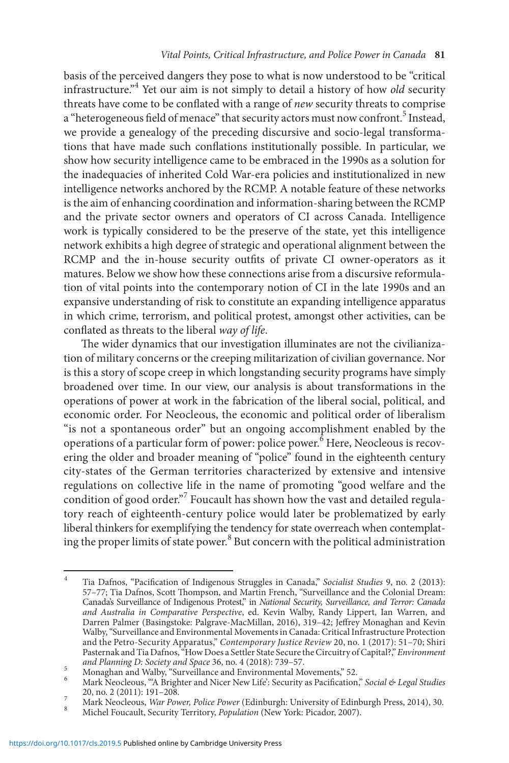basis of the perceived dangers they pose to what is now understood to be "critical infrastructure."[4] Yet our aim is not simply to detail a history of how *old* security threats have come to be conflated with a range of *new* security threats to comprise a "heterogeneous field of menace" that security actors must now confront.[5] Instead, we provide a genealogy of the preceding discursive and socio-legal transformations that have made such conflations institutionally possible. In particular, we show how security intelligence came to be embraced in the 1990s as a solution for the inadequacies of inherited Cold War-era policies and institutionalized in new intelligence networks anchored by the RCMP. A notable feature of these networks is the aim of enhancing coordination and information-sharing between the RCMP and the private sector owners and operators of CI across Canada. Intelligence work is typically considered to be the preserve of the state, yet this intelligence network exhibits a high degree of strategic and operational alignment between the RCMP and the in-house security outfits of private CI owner-operators as it matures. Below we show how these connections arise from a discursive reformulation of vital points into the contemporary notion of CI in the late 1990s and an expansive understanding of risk to constitute an expanding intelligence apparatus in which crime, terrorism, and political protest, amongst other activities, can be conflated as threats to the liberal *way of life*.

The wider dynamics that our investigation illuminates are not the civilianization of military concerns or the creeping militarization of civilian governance. Nor is this a story of scope creep in which longstanding security programs have simply broadened over time. In our view, our analysis is about transformations in the operations of power at work in the fabrication of the liberal social, political, and economic order. For Neocleous, the economic and political order of liberalism "is not a spontaneous order" but an ongoing accomplishment enabled by the operations of a particular form of power: police power.[6] Here, Neocleous is recovering the older and broader meaning of "police" found in the eighteenth century city-states of the German territories characterized by extensive and intensive regulations on collective life in the name of promoting "good welfare and the condition of good order."[7] Foucault has shown how the vast and detailed regulatory reach of eighteenth-century police would later be problematized by early liberal thinkers for exemplifying the tendency for state overreach when contemplating the proper limits of state power.[8] But concern with the political administration

---

[4] Tia Dafnos, "Pacification of Indigenous Struggles in Canada," *Socialist Studies* 9, no. 2 (2013): 57–77; Tia Dafnos, Scott Thompson, and Martin French, "Surveillance and the Colonial Dream: Canada's Surveillance of Indigenous Protest," in *National Security, Surveillance, and Terror: Canada and Australia in Comparative Perspective*, ed. Kevin Walby, Randy Lippert, Ian Warren, and Darren Palmer (Basingstoke: Palgrave-MacMillan, 2016), 319–42; Jeffrey Monaghan and Kevin Walby, "Surveillance and Environmental Movements in Canada: Critical Infrastructure Protection and the Petro-Security Apparatus," *Contemporary Justice Review* 20, no. 1 (2017): 51–70; Shiri Pasternak and Tia Dafnos, "How Does a Settler State Secure the Circuitry of Capital?," *Environment and Planning D: Society and Space* 36, no. 4 (2018): 739–57.

[5] Monaghan and Walby, "Surveillance and Environmental Movements," 52.

[6] Mark Neocleous, "'A Brighter and Nicer New Life': Security as Pacification," *Social & Legal Studies* 20, no. 2 (2011): 191–208.

[7] Mark Neocleous, *War Power, Police Power* (Edinburgh: University of Edinburgh Press, 2014), 30.

[8] Michel Foucault, Security Territory, *Population* (New York: Picador, 2007).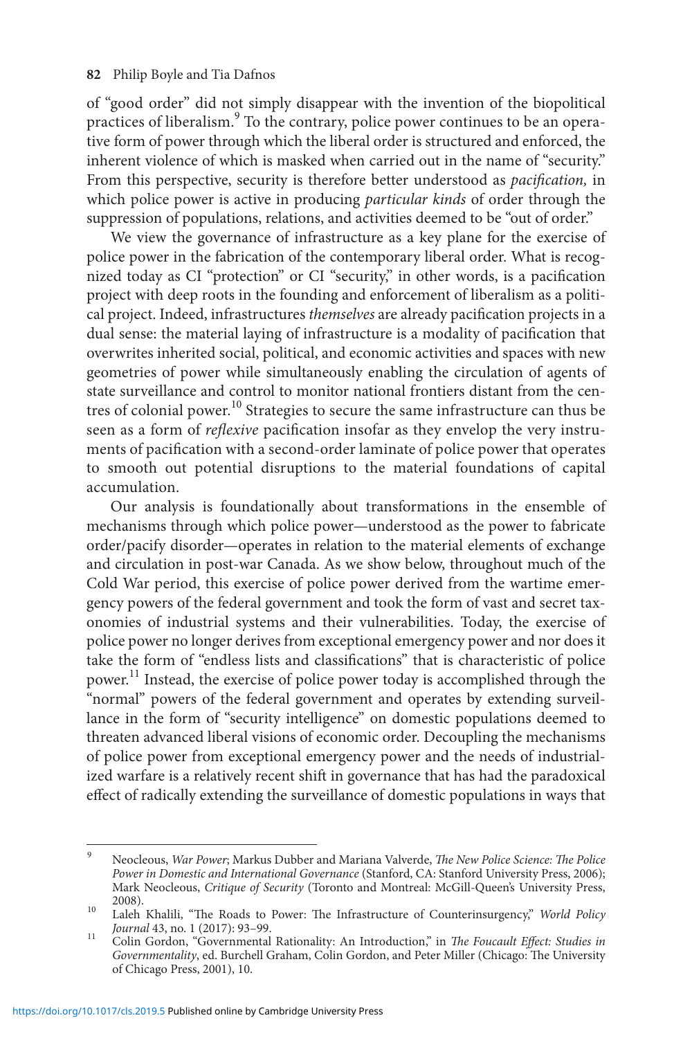of "good order" did not simply disappear with the invention of the biopolitical practices of liberalism.[9] To the contrary, police power continues to be an operative form of power through which the liberal order is structured and enforced, the inherent violence of which is masked when carried out in the name of "security." From this perspective, security is therefore better understood as *pacification,* in which police power is active in producing *particular kinds* of order through the suppression of populations, relations, and activities deemed to be "out of order."

We view the governance of infrastructure as a key plane for the exercise of police power in the fabrication of the contemporary liberal order. What is recognized today as CI "protection" or CI "security," in other words, is a pacification project with deep roots in the founding and enforcement of liberalism as a political project. Indeed, infrastructures *themselves* are already pacification projects in a dual sense: the material laying of infrastructure is a modality of pacification that overwrites inherited social, political, and economic activities and spaces with new geometries of power while simultaneously enabling the circulation of agents of state surveillance and control to monitor national frontiers distant from the centres of colonial power.[10] Strategies to secure the same infrastructure can thus be seen as a form of *reflexive* pacification insofar as they envelop the very instruments of pacification with a second-order laminate of police power that operates to smooth out potential disruptions to the material foundations of capital accumulation.

Our analysis is foundationally about transformations in the ensemble of mechanisms through which police power—understood as the power to fabricate order/pacify disorder—operates in relation to the material elements of exchange and circulation in post-war Canada. As we show below, throughout much of the Cold War period, this exercise of police power derived from the wartime emergency powers of the federal government and took the form of vast and secret taxonomies of industrial systems and their vulnerabilities. Today, the exercise of police power no longer derives from exceptional emergency power and nor does it take the form of "endless lists and classifications" that is characteristic of police power.[11] Instead, the exercise of police power today is accomplished through the "normal" powers of the federal government and operates by extending surveillance in the form of "security intelligence" on domestic populations deemed to threaten advanced liberal visions of economic order. Decoupling the mechanisms of police power from exceptional emergency power and the needs of industrialized warfare is a relatively recent shift in governance that has had the paradoxical effect of radically extending the surveillance of domestic populations in ways that

---

[9] Neocleous, *War Power*; Markus Dubber and Mariana Valverde, *The New Police Science: The Police Power in Domestic and International Governance* (Stanford, CA: Stanford University Press, 2006); Mark Neocleous, *Critique of Security* (Toronto and Montreal: McGill-Queen's University Press, 2008).

[10] Laleh Khalili, "The Roads to Power: The Infrastructure of Counterinsurgency," *World Policy Journal* 43, no. 1 (2017): 93–99.

[11] Colin Gordon, "Governmental Rationality: An Introduction," in *The Foucault Effect: Studies in Governmentality*, ed. Burchell Graham, Colin Gordon, and Peter Miller (Chicago: The University of Chicago Press, 2001), 10.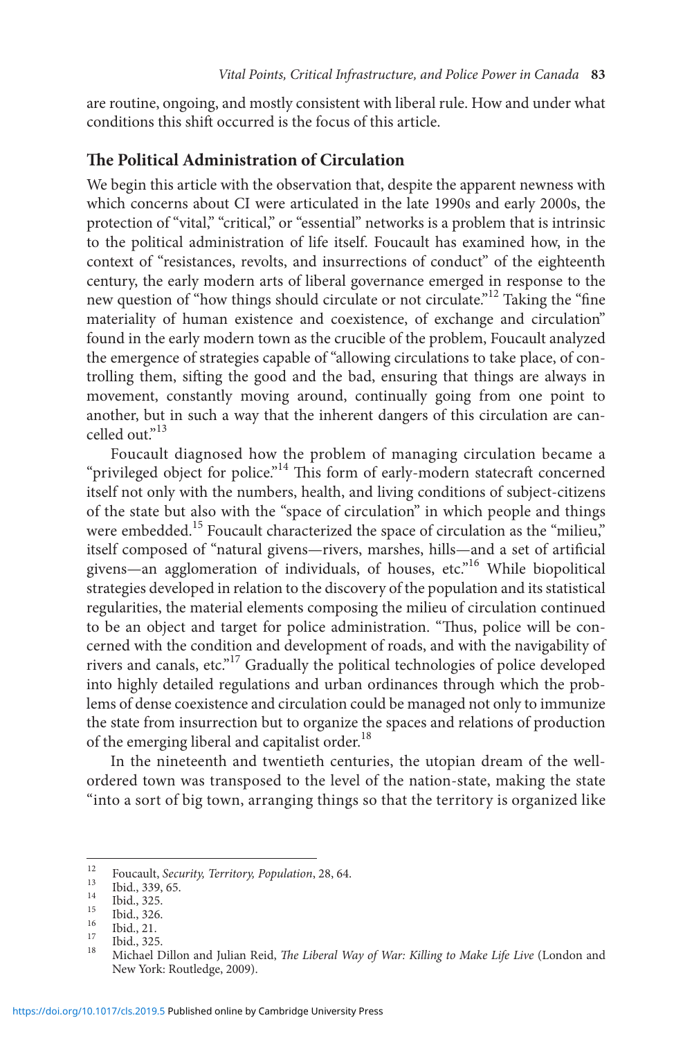are routine, ongoing, and mostly consistent with liberal rule. How and under what conditions this shift occurred is the focus of this article.

## The Political Administration of Circulation

We begin this article with the observation that, despite the apparent newness with which concerns about CI were articulated in the late 1990s and early 2000s, the protection of "vital," "critical," or "essential" networks is a problem that is intrinsic to the political administration of life itself. Foucault has examined how, in the context of "resistances, revolts, and insurrections of conduct" of the eighteenth century, the early modern arts of liberal governance emerged in response to the new question of "how things should circulate or not circulate."[12] Taking the "fine materiality of human existence and coexistence, of exchange and circulation" found in the early modern town as the crucible of the problem, Foucault analyzed the emergence of strategies capable of "allowing circulations to take place, of controlling them, sifting the good and the bad, ensuring that things are always in movement, constantly moving around, continually going from one point to another, but in such a way that the inherent dangers of this circulation are cancelled out."[13]

Foucault diagnosed how the problem of managing circulation became a "privileged object for police."[14] This form of early-modern statecraft concerned itself not only with the numbers, health, and living conditions of subject-citizens of the state but also with the "space of circulation" in which people and things were embedded.[15] Foucault characterized the space of circulation as the "milieu," itself composed of "natural givens—rivers, marshes, hills—and a set of artificial givens—an agglomeration of individuals, of houses, etc."[16] While biopolitical strategies developed in relation to the discovery of the population and its statistical regularities, the material elements composing the milieu of circulation continued to be an object and target for police administration. "Thus, police will be concerned with the condition and development of roads, and with the navigability of rivers and canals, etc."[17] Gradually the political technologies of police developed into highly detailed regulations and urban ordinances through which the problems of dense coexistence and circulation could be managed not only to immunize the state from insurrection but to organize the spaces and relations of production of the emerging liberal and capitalist order.[18]

In the nineteenth and twentieth centuries, the utopian dream of the well-ordered town was transposed to the level of the nation-state, making the state "into a sort of big town, arranging things so that the territory is organized like

---

[12] Foucault, *Security, Territory, Population*, 28, 64.

[13] Ibid., 339, 65.

[14] Ibid., 325.

[15] Ibid., 326.

[16] Ibid., 21.

[17] Ibid., 325.

[18] Michael Dillon and Julian Reid, *The Liberal Way of War: Killing to Make Life Live* (London and New York: Routledge, 2009).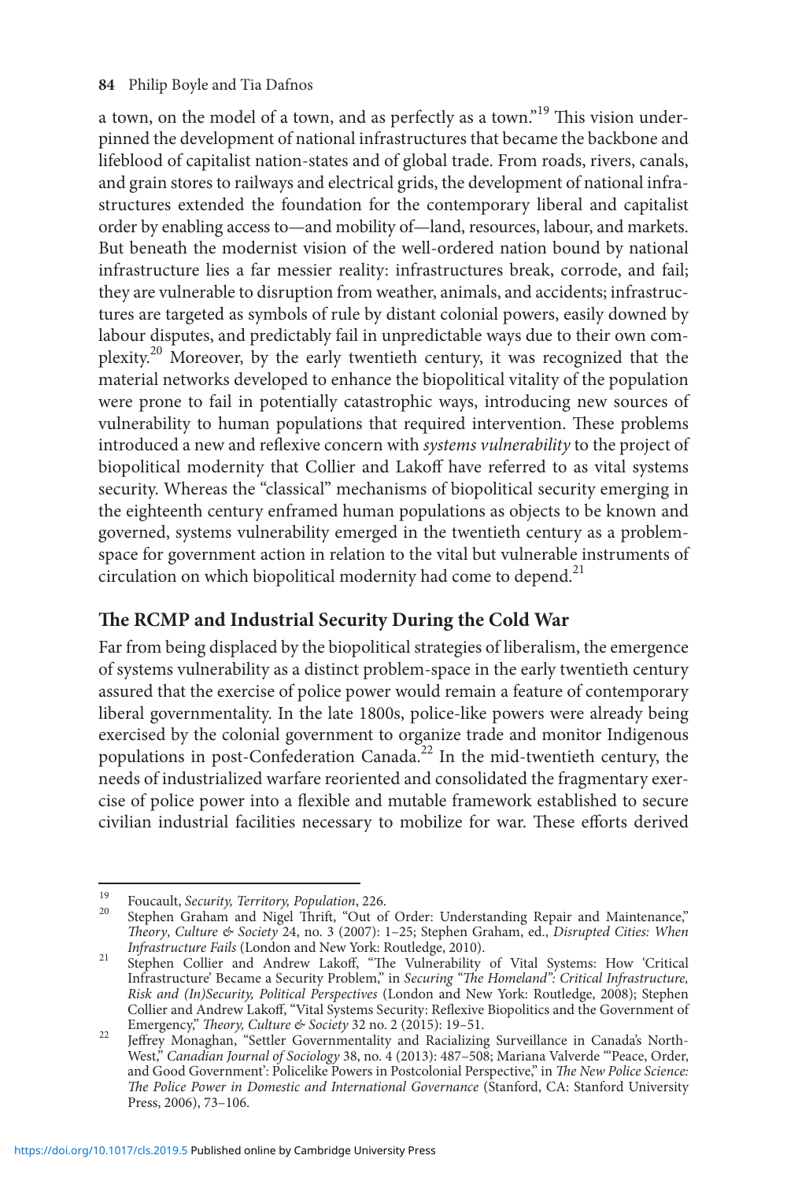a town, on the model of a town, and as perfectly as a town."[19] This vision underpinned the development of national infrastructures that became the backbone and lifeblood of capitalist nation-states and of global trade. From roads, rivers, canals, and grain stores to railways and electrical grids, the development of national infrastructures extended the foundation for the contemporary liberal and capitalist order by enabling access to—and mobility of—land, resources, labour, and markets. But beneath the modernist vision of the well-ordered nation bound by national infrastructure lies a far messier reality: infrastructures break, corrode, and fail; they are vulnerable to disruption from weather, animals, and accidents; infrastructures are targeted as symbols of rule by distant colonial powers, easily downed by labour disputes, and predictably fail in unpredictable ways due to their own complexity.[20] Moreover, by the early twentieth century, it was recognized that the material networks developed to enhance the biopolitical vitality of the population were prone to fail in potentially catastrophic ways, introducing new sources of vulnerability to human populations that required intervention. These problems introduced a new and reflexive concern with *systems vulnerability* to the project of biopolitical modernity that Collier and Lakoff have referred to as vital systems security. Whereas the "classical" mechanisms of biopolitical security emerging in the eighteenth century enframed human populations as objects to be known and governed, systems vulnerability emerged in the twentieth century as a problem-space for government action in relation to the vital but vulnerable instruments of circulation on which biopolitical modernity had come to depend.[21]

## The RCMP and Industrial Security During the Cold War

Far from being displaced by the biopolitical strategies of liberalism, the emergence of systems vulnerability as a distinct problem-space in the early twentieth century assured that the exercise of police power would remain a feature of contemporary liberal governmentality. In the late 1800s, police-like powers were already being exercised by the colonial government to organize trade and monitor Indigenous populations in post-Confederation Canada.[22] In the mid-twentieth century, the needs of industrialized warfare reoriented and consolidated the fragmentary exercise of police power into a flexible and mutable framework established to secure civilian industrial facilities necessary to mobilize for war. These efforts derived

---

[19] Foucault, *Security, Territory, Population*, 226.

[20] Stephen Graham and Nigel Thrift, "Out of Order: Understanding Repair and Maintenance," *Theory, Culture & Society* 24, no. 3 (2007): 1–25; Stephen Graham, ed., *Disrupted Cities: When Infrastructure Fails* (London and New York: Routledge, 2010).

[21] Stephen Collier and Andrew Lakoff, "The Vulnerability of Vital Systems: How 'Critical Infrastructure' Became a Security Problem," in *Securing "The Homeland": Critical Infrastructure, Risk and (In)Security, Political Perspectives* (London and New York: Routledge, 2008); Stephen Collier and Andrew Lakoff, "Vital Systems Security: Reflexive Biopolitics and the Government of Emergency," *Theory, Culture & Society* 32 no. 2 (2015): 19–51.

[22] Jeffrey Monaghan, "Settler Governmentality and Racializing Surveillance in Canada's North-West," *Canadian Journal of Sociology* 38, no. 4 (2013): 487–508; Mariana Valverde "'Peace, Order, and Good Government': Policelike Powers in Postcolonial Perspective," in *The New Police Science: The Police Power in Domestic and International Governance* (Stanford, CA: Stanford University Press, 2006), 73–106.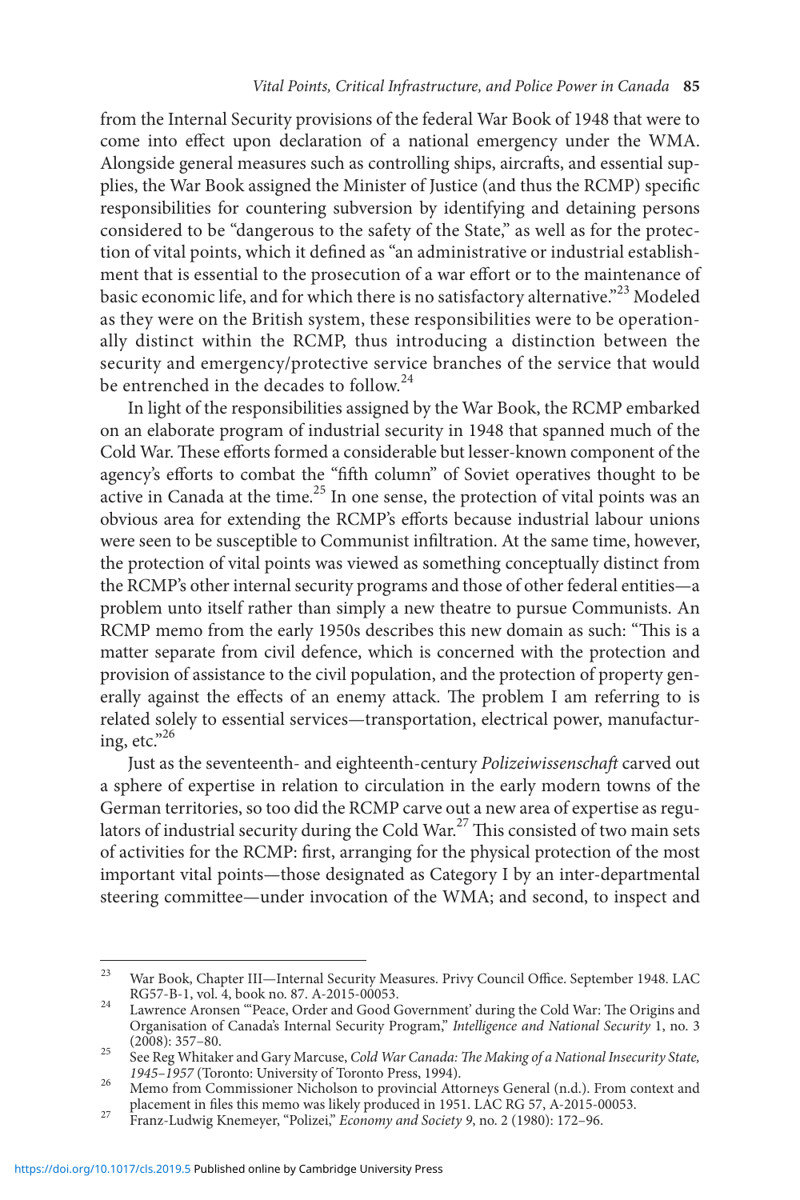from the Internal Security provisions of the federal War Book of 1948 that were to come into effect upon declaration of a national emergency under the WMA. Alongside general measures such as controlling ships, aircrafts, and essential supplies, the War Book assigned the Minister of Justice (and thus the RCMP) specific responsibilities for countering subversion by identifying and detaining persons considered to be "dangerous to the safety of the State," as well as for the protection of vital points, which it defined as "an administrative or industrial establishment that is essential to the prosecution of a war effort or to the maintenance of basic economic life, and for which there is no satisfactory alternative."[23] Modeled as they were on the British system, these responsibilities were to be operationally distinct within the RCMP, thus introducing a distinction between the security and emergency/protective service branches of the service that would be entrenched in the decades to follow.[24]

In light of the responsibilities assigned by the War Book, the RCMP embarked on an elaborate program of industrial security in 1948 that spanned much of the Cold War. These efforts formed a considerable but lesser-known component of the agency's efforts to combat the "fifth column" of Soviet operatives thought to be active in Canada at the time.[25] In one sense, the protection of vital points was an obvious area for extending the RCMP's efforts because industrial labour unions were seen to be susceptible to Communist infiltration. At the same time, however, the protection of vital points was viewed as something conceptually distinct from the RCMP's other internal security programs and those of other federal entities—a problem unto itself rather than simply a new theatre to pursue Communists. An RCMP memo from the early 1950s describes this new domain as such: "This is a matter separate from civil defence, which is concerned with the protection and provision of assistance to the civil population, and the protection of property generally against the effects of an enemy attack. The problem I am referring to is related solely to essential services—transportation, electrical power, manufacturing, etc."[26]

Just as the seventeenth- and eighteenth-century *Polizeiwissenschaft* carved out a sphere of expertise in relation to circulation in the early modern towns of the German territories, so too did the RCMP carve out a new area of expertise as regulators of industrial security during the Cold War.[27] This consisted of two main sets of activities for the RCMP: first, arranging for the physical protection of the most important vital points—those designated as Category I by an inter-departmental steering committee—under invocation of the WMA; and second, to inspect and

---

[23] War Book, Chapter III—Internal Security Measures. Privy Council Office. September 1948. LAC RG57-B-1, vol. 4, book no. 87. A-2015-00053.

[24] Lawrence Aronsen "'Peace, Order and Good Government' during the Cold War: The Origins and Organisation of Canada's Internal Security Program," *Intelligence and National Security* 1, no. 3 (2008): 357–80.

[25] See Reg Whitaker and Gary Marcuse, *Cold War Canada: The Making of a National Insecurity State, 1945–1957* (Toronto: University of Toronto Press, 1994).

[26] Memo from Commissioner Nicholson to provincial Attorneys General (n.d.). From context and placement in files this memo was likely produced in 1951. LAC RG 57, A-2015-00053.

[27] Franz-Ludwig Knemeyer, "Polizei," *Economy and Society* 9, no. 2 (1980): 172–96.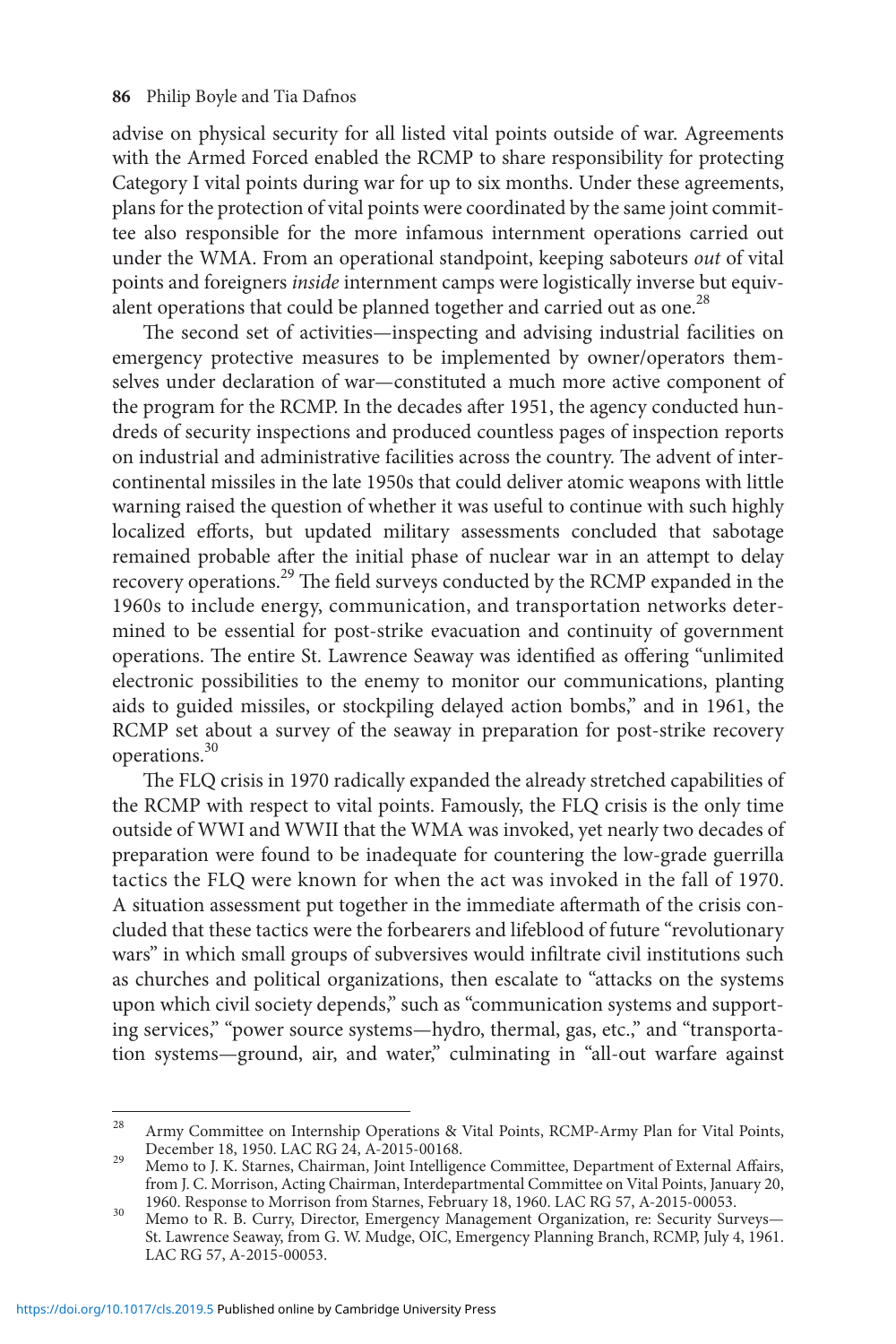advise on physical security for all listed vital points outside of war. Agreements with the Armed Forced enabled the RCMP to share responsibility for protecting Category I vital points during war for up to six months. Under these agreements, plans for the protection of vital points were coordinated by the same joint committee also responsible for the more infamous internment operations carried out under the WMA. From an operational standpoint, keeping saboteurs *out* of vital points and foreigners *inside* internment camps were logistically inverse but equivalent operations that could be planned together and carried out as one.[28]

The second set of activities—inspecting and advising industrial facilities on emergency protective measures to be implemented by owner/operators themselves under declaration of war—constituted a much more active component of the program for the RCMP. In the decades after 1951, the agency conducted hundreds of security inspections and produced countless pages of inspection reports on industrial and administrative facilities across the country. The advent of intercontinental missiles in the late 1950s that could deliver atomic weapons with little warning raised the question of whether it was useful to continue with such highly localized efforts, but updated military assessments concluded that sabotage remained probable after the initial phase of nuclear war in an attempt to delay recovery operations.[29] The field surveys conducted by the RCMP expanded in the 1960s to include energy, communication, and transportation networks determined to be essential for post-strike evacuation and continuity of government operations. The entire St. Lawrence Seaway was identified as offering "unlimited electronic possibilities to the enemy to monitor our communications, planting aids to guided missiles, or stockpiling delayed action bombs," and in 1961, the RCMP set about a survey of the seaway in preparation for post-strike recovery operations.[30]

The FLQ crisis in 1970 radically expanded the already stretched capabilities of the RCMP with respect to vital points. Famously, the FLQ crisis is the only time outside of WWI and WWII that the WMA was invoked, yet nearly two decades of preparation were found to be inadequate for countering the low-grade guerrilla tactics the FLQ were known for when the act was invoked in the fall of 1970. A situation assessment put together in the immediate aftermath of the crisis concluded that these tactics were the forbearers and lifeblood of future "revolutionary wars" in which small groups of subversives would infiltrate civil institutions such as churches and political organizations, then escalate to "attacks on the systems upon which civil society depends," such as "communication systems and supporting services," "power source systems—hydro, thermal, gas, etc.," and "transportation systems—ground, air, and water," culminating in "all-out warfare against

---

[28] Army Committee on Internship Operations & Vital Points, RCMP-Army Plan for Vital Points, December 18, 1950. LAC RG 24, A-2015-00168.

[29] Memo to J. K. Starnes, Chairman, Joint Intelligence Committee, Department of External Affairs, from J. C. Morrison, Acting Chairman, Interdepartmental Committee on Vital Points, January 20, 1960. Response to Morrison from Starnes, February 18, 1960. LAC RG 57, A-2015-00053.

[30] Memo to R. B. Curry, Director, Emergency Management Organization, re: Security Surveys—St. Lawrence Seaway, from G. W. Mudge, OIC, Emergency Planning Branch, RCMP, July 4, 1961. LAC RG 57, A-2015-00053.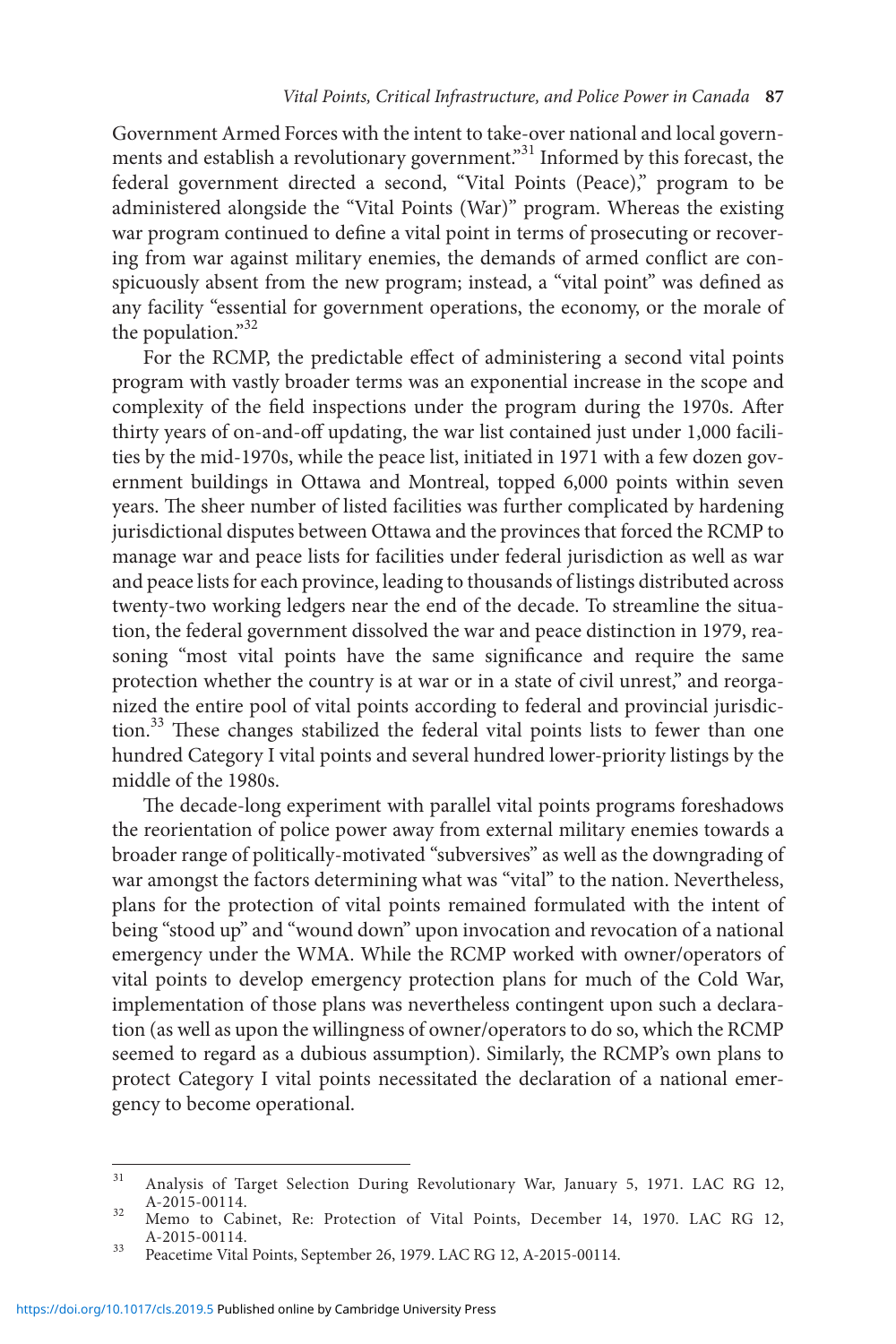Government Armed Forces with the intent to take-over national and local governments and establish a revolutionary government."[31] Informed by this forecast, the federal government directed a second, "Vital Points (Peace)," program to be administered alongside the "Vital Points (War)" program. Whereas the existing war program continued to define a vital point in terms of prosecuting or recovering from war against military enemies, the demands of armed conflict are conspicuously absent from the new program; instead, a "vital point" was defined as any facility "essential for government operations, the economy, or the morale of the population."[32]

For the RCMP, the predictable effect of administering a second vital points program with vastly broader terms was an exponential increase in the scope and complexity of the field inspections under the program during the 1970s. After thirty years of on-and-off updating, the war list contained just under 1,000 facilities by the mid-1970s, while the peace list, initiated in 1971 with a few dozen government buildings in Ottawa and Montreal, topped 6,000 points within seven years. The sheer number of listed facilities was further complicated by hardening jurisdictional disputes between Ottawa and the provinces that forced the RCMP to manage war and peace lists for facilities under federal jurisdiction as well as war and peace lists for each province, leading to thousands of listings distributed across twenty-two working ledgers near the end of the decade. To streamline the situation, the federal government dissolved the war and peace distinction in 1979, reasoning "most vital points have the same significance and require the same protection whether the country is at war or in a state of civil unrest," and reorganized the entire pool of vital points according to federal and provincial jurisdiction.[33] These changes stabilized the federal vital points lists to fewer than one hundred Category I vital points and several hundred lower-priority listings by the middle of the 1980s.

The decade-long experiment with parallel vital points programs foreshadows the reorientation of police power away from external military enemies towards a broader range of politically-motivated "subversives" as well as the downgrading of war amongst the factors determining what was "vital" to the nation. Nevertheless, plans for the protection of vital points remained formulated with the intent of being "stood up" and "wound down" upon invocation and revocation of a national emergency under the WMA. While the RCMP worked with owner/operators of vital points to develop emergency protection plans for much of the Cold War, implementation of those plans was nevertheless contingent upon such a declaration (as well as upon the willingness of owner/operators to do so, which the RCMP seemed to regard as a dubious assumption). Similarly, the RCMP's own plans to protect Category I vital points necessitated the declaration of a national emergency to become operational.

---

31 Analysis of Target Selection During Revolutionary War, January 5, 1971. LAC RG 12, A-2015-00114.

32 Memo to Cabinet, Re: Protection of Vital Points, December 14, 1970. LAC RG 12, A-2015-00114.

33 Peacetime Vital Points, September 26, 1979. LAC RG 12, A-2015-00114.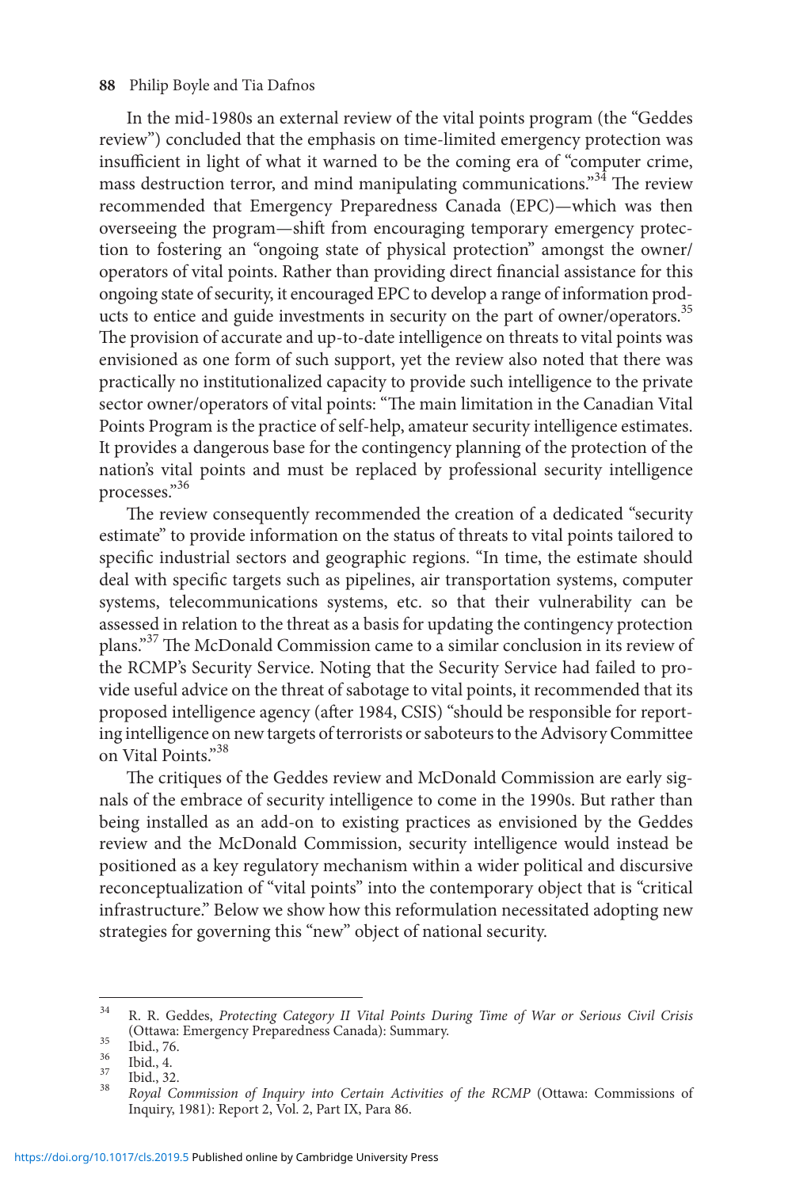In the mid-1980s an external review of the vital points program (the "Geddes review") concluded that the emphasis on time-limited emergency protection was insufficient in light of what it warned to be the coming era of "computer crime, mass destruction terror, and mind manipulating communications."[34] The review recommended that Emergency Preparedness Canada (EPC)—which was then overseeing the program—shift from encouraging temporary emergency protection to fostering an "ongoing state of physical protection" amongst the owner/operators of vital points. Rather than providing direct financial assistance for this ongoing state of security, it encouraged EPC to develop a range of information products to entice and guide investments in security on the part of owner/operators.[35] The provision of accurate and up-to-date intelligence on threats to vital points was envisioned as one form of such support, yet the review also noted that there was practically no institutionalized capacity to provide such intelligence to the private sector owner/operators of vital points: "The main limitation in the Canadian Vital Points Program is the practice of self-help, amateur security intelligence estimates. It provides a dangerous base for the contingency planning of the protection of the nation's vital points and must be replaced by professional security intelligence processes."[36]

The review consequently recommended the creation of a dedicated "security estimate" to provide information on the status of threats to vital points tailored to specific industrial sectors and geographic regions. "In time, the estimate should deal with specific targets such as pipelines, air transportation systems, computer systems, telecommunications systems, etc. so that their vulnerability can be assessed in relation to the threat as a basis for updating the contingency protection plans."[37] The McDonald Commission came to a similar conclusion in its review of the RCMP's Security Service. Noting that the Security Service had failed to provide useful advice on the threat of sabotage to vital points, it recommended that its proposed intelligence agency (after 1984, CSIS) "should be responsible for reporting intelligence on new targets of terrorists or saboteurs to the Advisory Committee on Vital Points."[38]

The critiques of the Geddes review and McDonald Commission are early signals of the embrace of security intelligence to come in the 1990s. But rather than being installed as an add-on to existing practices as envisioned by the Geddes review and the McDonald Commission, security intelligence would instead be positioned as a key regulatory mechanism within a wider political and discursive reconceptualization of "vital points" into the contemporary object that is "critical infrastructure." Below we show how this reformulation necessitated adopting new strategies for governing this "new" object of national security.

---

[34] R. R. Geddes, *Protecting Category II Vital Points During Time of War or Serious Civil Crisis* (Ottawa: Emergency Preparedness Canada): Summary.

[35] Ibid., 76.

[36] Ibid., 4.

[37] Ibid., 32.

[38] *Royal Commission of Inquiry into Certain Activities of the RCMP* (Ottawa: Commissions of Inquiry, 1981): Report 2, Vol. 2, Part IX, Para 86.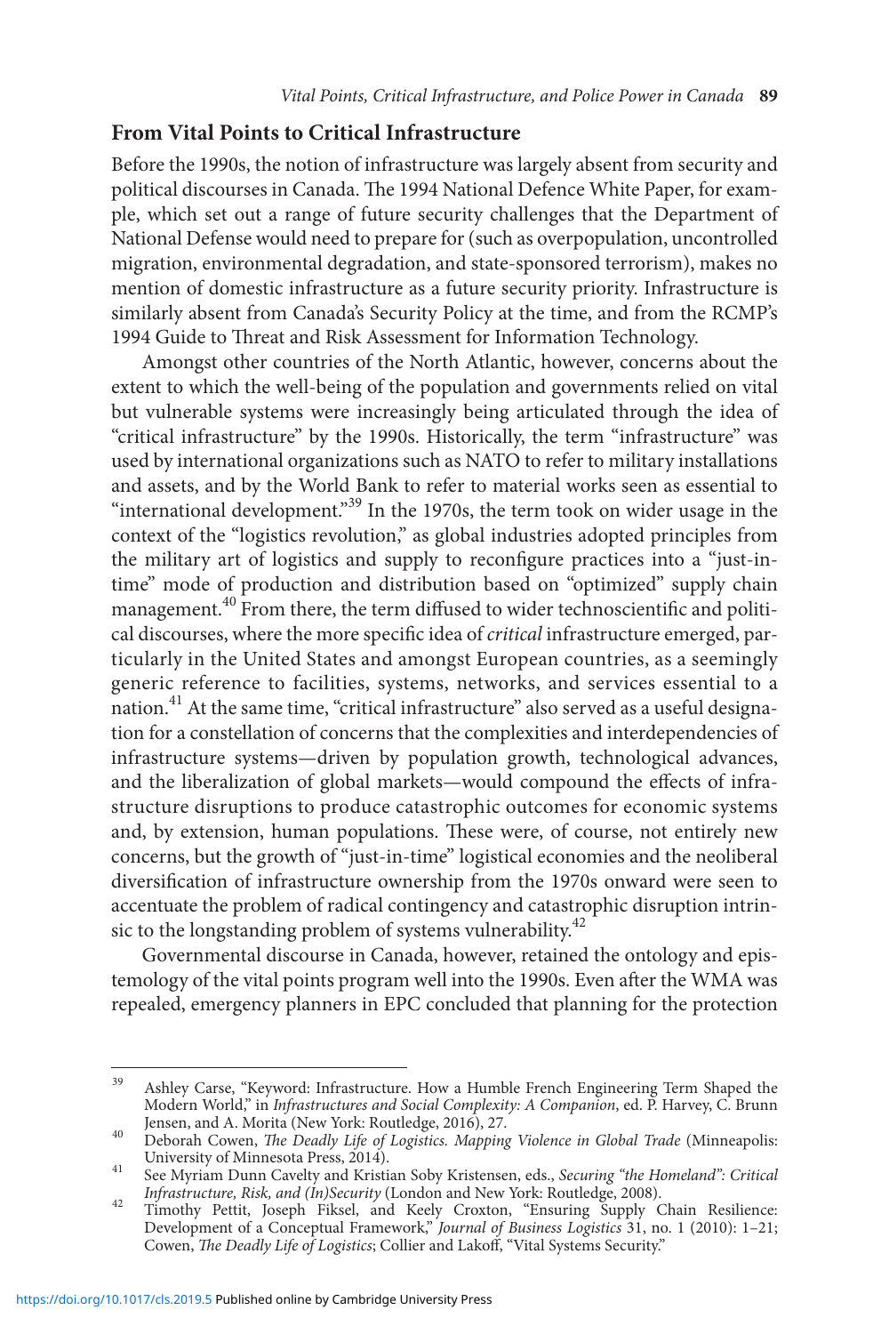## From Vital Points to Critical Infrastructure

Before the 1990s, the notion of infrastructure was largely absent from security and political discourses in Canada. The 1994 National Defence White Paper, for example, which set out a range of future security challenges that the Department of National Defense would need to prepare for (such as overpopulation, uncontrolled migration, environmental degradation, and state-sponsored terrorism), makes no mention of domestic infrastructure as a future security priority. Infrastructure is similarly absent from Canada's Security Policy at the time, and from the RCMP's 1994 Guide to Threat and Risk Assessment for Information Technology.

Amongst other countries of the North Atlantic, however, concerns about the extent to which the well-being of the population and governments relied on vital but vulnerable systems were increasingly being articulated through the idea of "critical infrastructure" by the 1990s. Historically, the term "infrastructure" was used by international organizations such as NATO to refer to military installations and assets, and by the World Bank to refer to material works seen as essential to "international development."[39] In the 1970s, the term took on wider usage in the context of the "logistics revolution," as global industries adopted principles from the military art of logistics and supply to reconfigure practices into a "just-in-time" mode of production and distribution based on "optimized" supply chain management.[40] From there, the term diffused to wider technoscientific and political discourses, where the more specific idea of *critical* infrastructure emerged, particularly in the United States and amongst European countries, as a seemingly generic reference to facilities, systems, networks, and services essential to a nation.[41] At the same time, "critical infrastructure" also served as a useful designation for a constellation of concerns that the complexities and interdependencies of infrastructure systems—driven by population growth, technological advances, and the liberalization of global markets—would compound the effects of infrastructure disruptions to produce catastrophic outcomes for economic systems and, by extension, human populations. These were, of course, not entirely new concerns, but the growth of "just-in-time" logistical economies and the neoliberal diversification of infrastructure ownership from the 1970s onward were seen to accentuate the problem of radical contingency and catastrophic disruption intrinsic to the longstanding problem of systems vulnerability.[42]

Governmental discourse in Canada, however, retained the ontology and epistemology of the vital points program well into the 1990s. Even after the WMA was repealed, emergency planners in EPC concluded that planning for the protection

---

39 Ashley Carse, "Keyword: Infrastructure. How a Humble French Engineering Term Shaped the Modern World," in *Infrastructures and Social Complexity: A Companion*, ed. P. Harvey, C. Brunn Jensen, and A. Morita (New York: Routledge, 2016), 27.

40 Deborah Cowen, *The Deadly Life of Logistics. Mapping Violence in Global Trade* (Minneapolis: University of Minnesota Press, 2014).

41 See Myriam Dunn Cavelty and Kristian Soby Kristensen, eds., *Securing "the Homeland": Critical Infrastructure, Risk, and (In)Security* (London and New York: Routledge, 2008).

42 Timothy Pettit, Joseph Fiksel, and Keely Croxton, "Ensuring Supply Chain Resilience: Development of a Conceptual Framework," *Journal of Business Logistics* 31, no. 1 (2010): 1–21; Cowen, *The Deadly Life of Logistics*; Collier and Lakoff, "Vital Systems Security."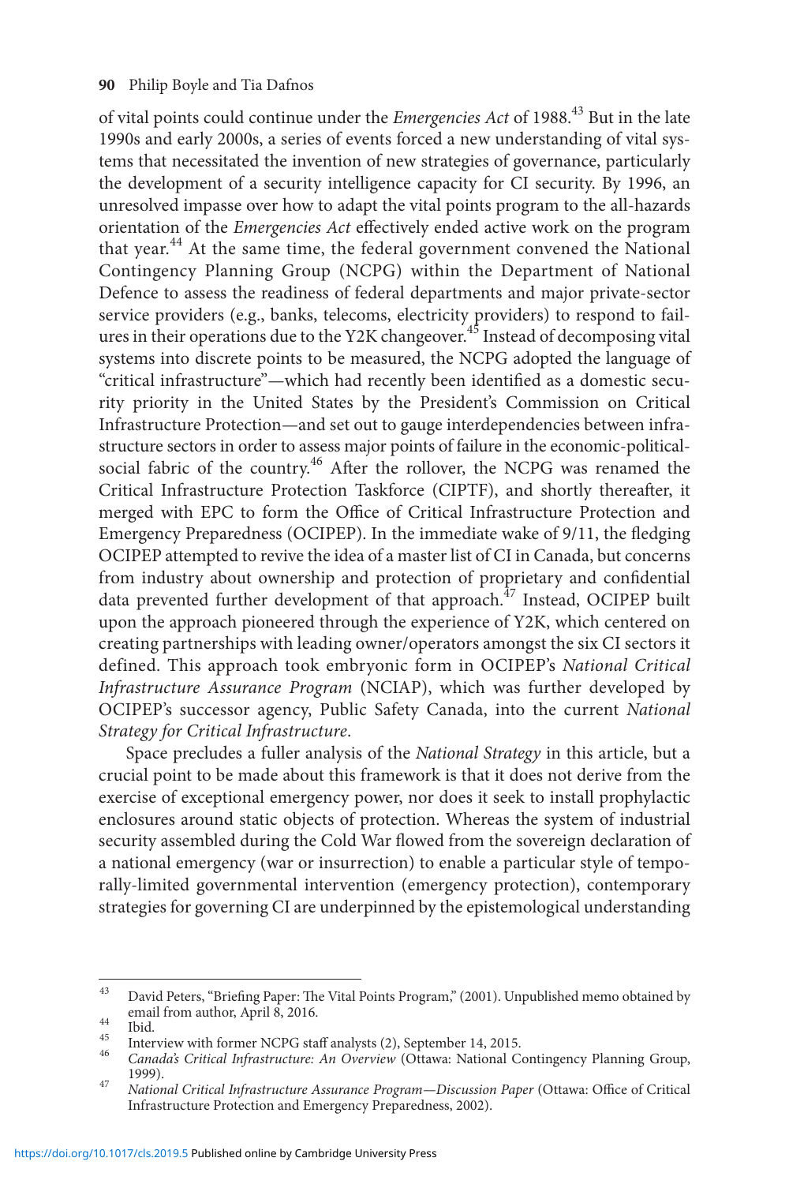of vital points could continue under the *Emergencies Act* of 1988.[43] But in the late 1990s and early 2000s, a series of events forced a new understanding of vital systems that necessitated the invention of new strategies of governance, particularly the development of a security intelligence capacity for CI security. By 1996, an unresolved impasse over how to adapt the vital points program to the all-hazards orientation of the *Emergencies Act* effectively ended active work on the program that year.[44] At the same time, the federal government convened the National Contingency Planning Group (NCPG) within the Department of National Defence to assess the readiness of federal departments and major private-sector service providers (e.g., banks, telecoms, electricity providers) to respond to failures in their operations due to the Y2K changeover.[45] Instead of decomposing vital systems into discrete points to be measured, the NCPG adopted the language of "critical infrastructure"—which had recently been identified as a domestic security priority in the United States by the President's Commission on Critical Infrastructure Protection—and set out to gauge interdependencies between infrastructure sectors in order to assess major points of failure in the economic-political-social fabric of the country.[46] After the rollover, the NCPG was renamed the Critical Infrastructure Protection Taskforce (CIPTF), and shortly thereafter, it merged with EPC to form the Office of Critical Infrastructure Protection and Emergency Preparedness (OCIPEP). In the immediate wake of 9/11, the fledging OCIPEP attempted to revive the idea of a master list of CI in Canada, but concerns from industry about ownership and protection of proprietary and confidential data prevented further development of that approach.[47] Instead, OCIPEP built upon the approach pioneered through the experience of Y2K, which centered on creating partnerships with leading owner/operators amongst the six CI sectors it defined. This approach took embryonic form in OCIPEP's *National Critical Infrastructure Assurance Program* (NCIAP), which was further developed by OCIPEP's successor agency, Public Safety Canada, into the current *National Strategy for Critical Infrastructure*.

Space precludes a fuller analysis of the *National Strategy* in this article, but a crucial point to be made about this framework is that it does not derive from the exercise of exceptional emergency power, nor does it seek to install prophylactic enclosures around static objects of protection. Whereas the system of industrial security assembled during the Cold War flowed from the sovereign declaration of a national emergency (war or insurrection) to enable a particular style of temporally-limited governmental intervention (emergency protection), contemporary strategies for governing CI are underpinned by the epistemological understanding

---

[43] David Peters, "Briefing Paper: The Vital Points Program," (2001). Unpublished memo obtained by email from author, April 8, 2016.

[44] Ibid.

[45] Interview with former NCPG staff analysts (2), September 14, 2015.

[46] *Canada's Critical Infrastructure: An Overview* (Ottawa: National Contingency Planning Group, 1999).

[47] *National Critical Infrastructure Assurance Program—Discussion Paper* (Ottawa: Office of Critical Infrastructure Protection and Emergency Preparedness, 2002).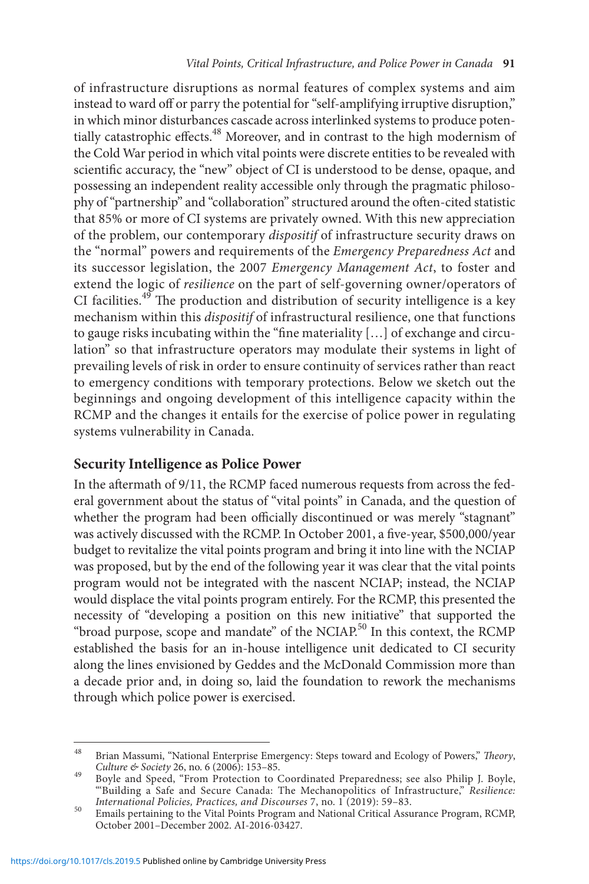of infrastructure disruptions as normal features of complex systems and aim instead to ward off or parry the potential for "self-amplifying irruptive disruption," in which minor disturbances cascade across interlinked systems to produce potentially catastrophic effects.[48] Moreover, and in contrast to the high modernism of the Cold War period in which vital points were discrete entities to be revealed with scientific accuracy, the "new" object of CI is understood to be dense, opaque, and possessing an independent reality accessible only through the pragmatic philosophy of "partnership" and "collaboration" structured around the often-cited statistic that 85% or more of CI systems are privately owned. With this new appreciation of the problem, our contemporary *dispositif* of infrastructure security draws on the "normal" powers and requirements of the *Emergency Preparedness Act* and its successor legislation, the 2007 *Emergency Management Act*, to foster and extend the logic of *resilience* on the part of self-governing owner/operators of CI facilities.[49] The production and distribution of security intelligence is a key mechanism within this *dispositif* of infrastructural resilience, one that functions to gauge risks incubating within the "fine materiality […] of exchange and circulation" so that infrastructure operators may modulate their systems in light of prevailing levels of risk in order to ensure continuity of services rather than react to emergency conditions with temporary protections. Below we sketch out the beginnings and ongoing development of this intelligence capacity within the RCMP and the changes it entails for the exercise of police power in regulating systems vulnerability in Canada.

## Security Intelligence as Police Power

In the aftermath of 9/11, the RCMP faced numerous requests from across the federal government about the status of "vital points" in Canada, and the question of whether the program had been officially discontinued or was merely "stagnant" was actively discussed with the RCMP. In October 2001, a five-year, $500,000/year budget to revitalize the vital points program and bring it into line with the NCIAP was proposed, but by the end of the following year it was clear that the vital points program would not be integrated with the nascent NCIAP; instead, the NCIAP would displace the vital points program entirely. For the RCMP, this presented the necessity of "developing a position on this new initiative" that supported the "broad purpose, scope and mandate" of the NCIAP.[50] In this context, the RCMP established the basis for an in-house intelligence unit dedicated to CI security along the lines envisioned by Geddes and the McDonald Commission more than a decade prior and, in doing so, laid the foundation to rework the mechanisms through which police power is exercised.

---

[48] Brian Massumi, "National Enterprise Emergency: Steps toward and Ecology of Powers," *Theory, Culture & Society* 26, no. 6 (2006): 153–85.

[49] Boyle and Speed, "From Protection to Coordinated Preparedness; see also Philip J. Boyle, "'Building a Safe and Secure Canada: The Mechanopolitics of Infrastructure," *Resilience: International Policies, Practices, and Discourses* 7, no. 1 (2019): 59–83.

[50] Emails pertaining to the Vital Points Program and National Critical Assurance Program, RCMP, October 2001–December 2002. AI-2016-03427.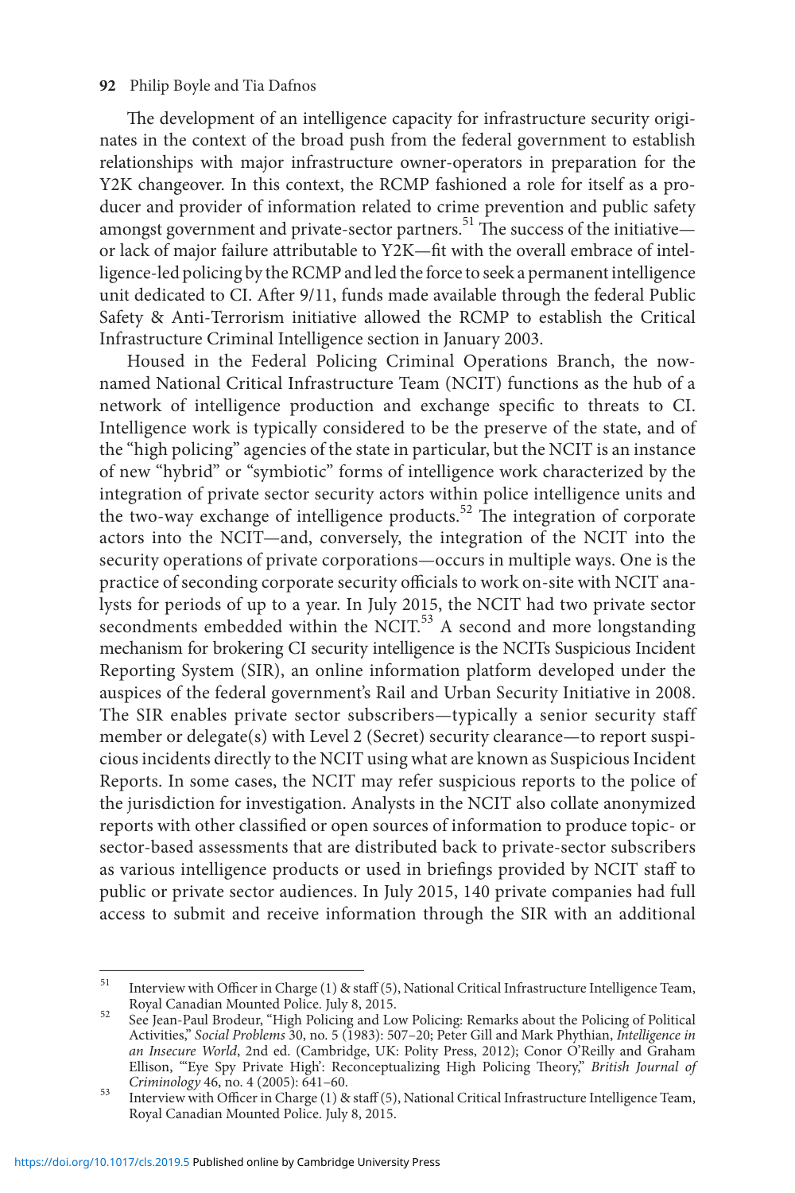The development of an intelligence capacity for infrastructure security originates in the context of the broad push from the federal government to establish relationships with major infrastructure owner-operators in preparation for the Y2K changeover. In this context, the RCMP fashioned a role for itself as a producer and provider of information related to crime prevention and public safety amongst government and private-sector partners.[51] The success of the initiative—or lack of major failure attributable to Y2K—fit with the overall embrace of intelligence-led policing by the RCMP and led the force to seek a permanent intelligence unit dedicated to CI. After 9/11, funds made available through the federal Public Safety & Anti-Terrorism initiative allowed the RCMP to establish the Critical Infrastructure Criminal Intelligence section in January 2003.

Housed in the Federal Policing Criminal Operations Branch, the now-named National Critical Infrastructure Team (NCIT) functions as the hub of a network of intelligence production and exchange specific to threats to CI. Intelligence work is typically considered to be the preserve of the state, and of the "high policing" agencies of the state in particular, but the NCIT is an instance of new "hybrid" or "symbiotic" forms of intelligence work characterized by the integration of private sector security actors within police intelligence units and the two-way exchange of intelligence products.[52] The integration of corporate actors into the NCIT—and, conversely, the integration of the NCIT into the security operations of private corporations—occurs in multiple ways. One is the practice of seconding corporate security officials to work on-site with NCIT analysts for periods of up to a year. In July 2015, the NCIT had two private sector secondments embedded within the NCIT.[53] A second and more longstanding mechanism for brokering CI security intelligence is the NCITs Suspicious Incident Reporting System (SIR), an online information platform developed under the auspices of the federal government's Rail and Urban Security Initiative in 2008. The SIR enables private sector subscribers—typically a senior security staff member or delegate(s) with Level 2 (Secret) security clearance—to report suspicious incidents directly to the NCIT using what are known as Suspicious Incident Reports. In some cases, the NCIT may refer suspicious reports to the police of the jurisdiction for investigation. Analysts in the NCIT also collate anonymized reports with other classified or open sources of information to produce topic- or sector-based assessments that are distributed back to private-sector subscribers as various intelligence products or used in briefings provided by NCIT staff to public or private sector audiences. In July 2015, 140 private companies had full access to submit and receive information through the SIR with an additional

---

[51] Interview with Officer in Charge (1) & staff (5), National Critical Infrastructure Intelligence Team, Royal Canadian Mounted Police. July 8, 2015.

[52] See Jean-Paul Brodeur, "High Policing and Low Policing: Remarks about the Policing of Political Activities," *Social Problems* 30, no. 5 (1983): 507–20; Peter Gill and Mark Phythian, *Intelligence in an Insecure World*, 2nd ed. (Cambridge, UK: Polity Press, 2012); Conor O'Reilly and Graham Ellison, "'Eye Spy Private High': Reconceptualizing High Policing Theory," *British Journal of Criminology* 46, no. 4 (2005): 641–60.

[53] Interview with Officer in Charge (1) & staff (5), National Critical Infrastructure Intelligence Team, Royal Canadian Mounted Police. July 8, 2015.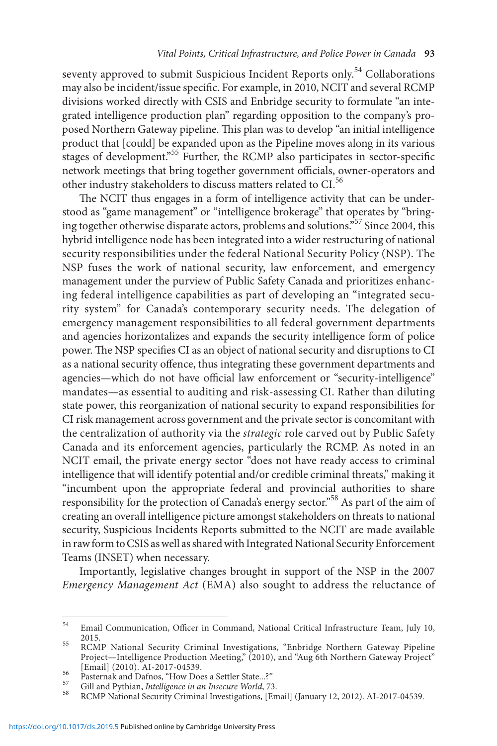seventy approved to submit Suspicious Incident Reports only.[54] Collaborations may also be incident/issue specific. For example, in 2010, NCIT and several RCMP divisions worked directly with CSIS and Enbridge security to formulate "an integrated intelligence production plan" regarding opposition to the company's proposed Northern Gateway pipeline. This plan was to develop "an initial intelligence product that [could] be expanded upon as the Pipeline moves along in its various stages of development."[55] Further, the RCMP also participates in sector-specific network meetings that bring together government officials, owner-operators and other industry stakeholders to discuss matters related to CI.[56]

The NCIT thus engages in a form of intelligence activity that can be understood as "game management" or "intelligence brokerage" that operates by "bringing together otherwise disparate actors, problems and solutions."[57] Since 2004, this hybrid intelligence node has been integrated into a wider restructuring of national security responsibilities under the federal National Security Policy (NSP). The NSP fuses the work of national security, law enforcement, and emergency management under the purview of Public Safety Canada and prioritizes enhancing federal intelligence capabilities as part of developing an "integrated security system" for Canada's contemporary security needs. The delegation of emergency management responsibilities to all federal government departments and agencies horizontalizes and expands the security intelligence form of police power. The NSP specifies CI as an object of national security and disruptions to CI as a national security offence, thus integrating these government departments and agencies—which do not have official law enforcement or "security-intelligence" mandates—as essential to auditing and risk-assessing CI. Rather than diluting state power, this reorganization of national security to expand responsibilities for CI risk management across government and the private sector is concomitant with the centralization of authority via the *strategic* role carved out by Public Safety Canada and its enforcement agencies, particularly the RCMP. As noted in an NCIT email, the private energy sector "does not have ready access to criminal intelligence that will identify potential and/or credible criminal threats," making it "incumbent upon the appropriate federal and provincial authorities to share responsibility for the protection of Canada's energy sector."[58] As part of the aim of creating an overall intelligence picture amongst stakeholders on threats to national security, Suspicious Incidents Reports submitted to the NCIT are made available in raw form to CSIS as well as shared with Integrated National Security Enforcement Teams (INSET) when necessary.

Importantly, legislative changes brought in support of the NSP in the 2007 *Emergency Management Act* (EMA) also sought to address the reluctance of

---

[54] Email Communication, Officer in Command, National Critical Infrastructure Team, July 10, 2015.

[55] RCMP National Security Criminal Investigations, "Enbridge Northern Gateway Pipeline Project—Intelligence Production Meeting," (2010), and "Aug 6th Northern Gateway Project" [Email] (2010). AI-2017-04539.

[56] Pasternak and Dafnos, "How Does a Settler State...?"

[57] Gill and Pythian, *Intelligence in an Insecure World*, 73.

[58] RCMP National Security Criminal Investigations, [Email] (January 12, 2012). AI-2017-04539.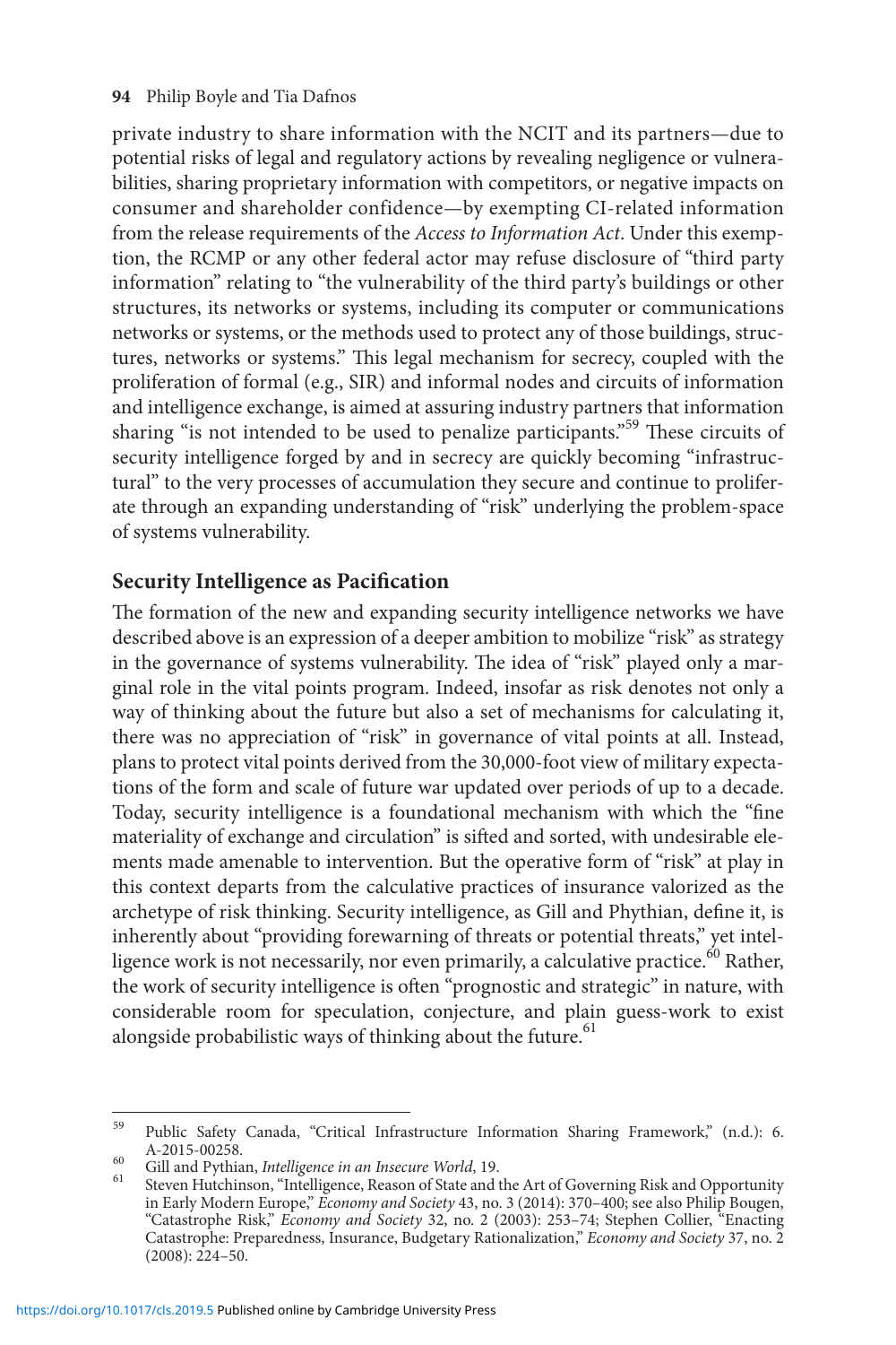private industry to share information with the NCIT and its partners—due to potential risks of legal and regulatory actions by revealing negligence or vulnerabilities, sharing proprietary information with competitors, or negative impacts on consumer and shareholder confidence—by exempting CI-related information from the release requirements of the *Access to Information Act*. Under this exemption, the RCMP or any other federal actor may refuse disclosure of "third party information" relating to "the vulnerability of the third party's buildings or other structures, its networks or systems, including its computer or communications networks or systems, or the methods used to protect any of those buildings, structures, networks or systems." This legal mechanism for secrecy, coupled with the proliferation of formal (e.g., SIR) and informal nodes and circuits of information and intelligence exchange, is aimed at assuring industry partners that information sharing "is not intended to be used to penalize participants."[59] These circuits of security intelligence forged by and in secrecy are quickly becoming "infrastructural" to the very processes of accumulation they secure and continue to proliferate through an expanding understanding of "risk" underlying the problem-space of systems vulnerability.

## Security Intelligence as Pacification

The formation of the new and expanding security intelligence networks we have described above is an expression of a deeper ambition to mobilize "risk" as strategy in the governance of systems vulnerability. The idea of "risk" played only a marginal role in the vital points program. Indeed, insofar as risk denotes not only a way of thinking about the future but also a set of mechanisms for calculating it, there was no appreciation of "risk" in governance of vital points at all. Instead, plans to protect vital points derived from the 30,000-foot view of military expectations of the form and scale of future war updated over periods of up to a decade. Today, security intelligence is a foundational mechanism with which the "fine materiality of exchange and circulation" is sifted and sorted, with undesirable elements made amenable to intervention. But the operative form of "risk" at play in this context departs from the calculative practices of insurance valorized as the archetype of risk thinking. Security intelligence, as Gill and Phythian, define it, is inherently about "providing forewarning of threats or potential threats," yet intelligence work is not necessarily, nor even primarily, a calculative practice.[60] Rather, the work of security intelligence is often "prognostic and strategic" in nature, with considerable room for speculation, conjecture, and plain guess-work to exist alongside probabilistic ways of thinking about the future.[61]

---

[59] Public Safety Canada, "Critical Infrastructure Information Sharing Framework," (n.d.): 6. A-2015-00258.

[60] Gill and Phythian, *Intelligence in an Insecure World*, 19.

[61] Steven Hutchinson, "Intelligence, Reason of State and the Art of Governing Risk and Opportunity in Early Modern Europe," *Economy and Society* 43, no. 3 (2014): 370–400; see also Philip Bougen, "Catastrophe Risk," *Economy and Society* 32, no. 2 (2003): 253–74; Stephen Collier, "Enacting Catastrophe: Preparedness, Insurance, Budgetary Rationalization," *Economy and Society* 37, no. 2 (2008): 224–50.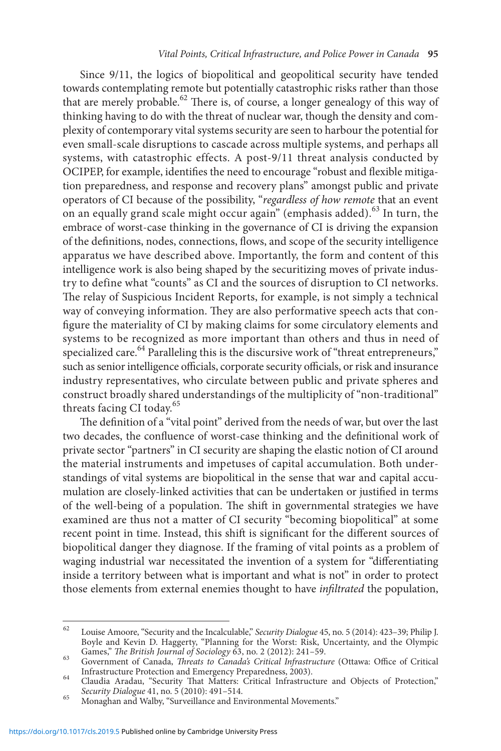Since 9/11, the logics of biopolitical and geopolitical security have tended towards contemplating remote but potentially catastrophic risks rather than those that are merely probable.[62] There is, of course, a longer genealogy of this way of thinking having to do with the threat of nuclear war, though the density and complexity of contemporary vital systems security are seen to harbour the potential for even small-scale disruptions to cascade across multiple systems, and perhaps all systems, with catastrophic effects. A post-9/11 threat analysis conducted by OCIPEP, for example, identifies the need to encourage "robust and flexible mitigation preparedness, and response and recovery plans" amongst public and private operators of CI because of the possibility, "*regardless of how remote* that an event on an equally grand scale might occur again" (emphasis added).[63] In turn, the embrace of worst-case thinking in the governance of CI is driving the expansion of the definitions, nodes, connections, flows, and scope of the security intelligence apparatus we have described above. Importantly, the form and content of this intelligence work is also being shaped by the securitizing moves of private industry to define what "counts" as CI and the sources of disruption to CI networks. The relay of Suspicious Incident Reports, for example, is not simply a technical way of conveying information. They are also performative speech acts that configure the materiality of CI by making claims for some circulatory elements and systems to be recognized as more important than others and thus in need of specialized care.[64] Paralleling this is the discursive work of "threat entrepreneurs," such as senior intelligence officials, corporate security officials, or risk and insurance industry representatives, who circulate between public and private spheres and construct broadly shared understandings of the multiplicity of "non-traditional" threats facing CI today.[65]

The definition of a "vital point" derived from the needs of war, but over the last two decades, the confluence of worst-case thinking and the definitional work of private sector "partners" in CI security are shaping the elastic notion of CI around the material instruments and impetuses of capital accumulation. Both understandings of vital systems are biopolitical in the sense that war and capital accumulation are closely-linked activities that can be undertaken or justified in terms of the well-being of a population. The shift in governmental strategies we have examined are thus not a matter of CI security "becoming biopolitical" at some recent point in time. Instead, this shift is significant for the different sources of biopolitical danger they diagnose. If the framing of vital points as a problem of waging industrial war necessitated the invention of a system for "differentiating inside a territory between what is important and what is not" in order to protect those elements from external enemies thought to have *infiltrated* the population,

---

[62] Louise Amoore, "Security and the Incalculable," *Security Dialogue* 45, no. 5 (2014): 423–39; Philip J. Boyle and Kevin D. Haggerty, "Planning for the Worst: Risk, Uncertainty, and the Olympic Games," *The British Journal of Sociology* 63, no. 2 (2012): 241–59.

[63] Government of Canada, *Threats to Canada's Critical Infrastructure* (Ottawa: Office of Critical Infrastructure Protection and Emergency Preparedness, 2003).

[64] Claudia Aradau, "Security That Matters: Critical Infrastructure and Objects of Protection," *Security Dialogue* 41, no. 5 (2010): 491–514.

[65] Monaghan and Walby, "Surveillance and Environmental Movements."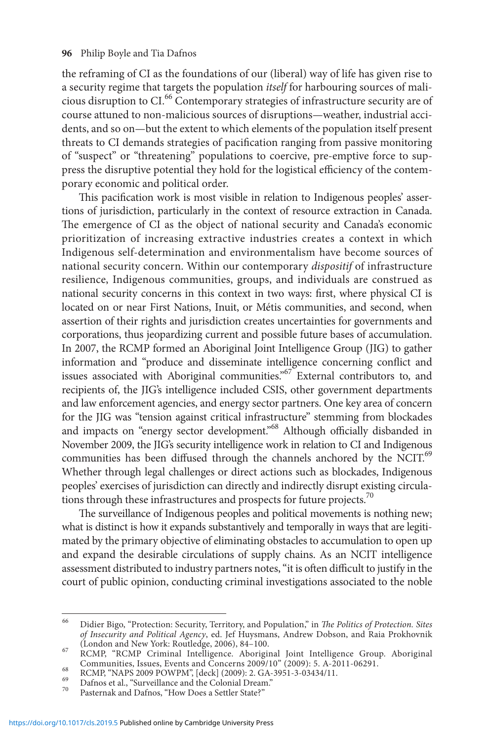the reframing of CI as the foundations of our (liberal) way of life has given rise to a security regime that targets the population *itself* for harbouring sources of malicious disruption to CI.[66] Contemporary strategies of infrastructure security are of course attuned to non-malicious sources of disruptions—weather, industrial accidents, and so on—but the extent to which elements of the population itself present threats to CI demands strategies of pacification ranging from passive monitoring of "suspect" or "threatening" populations to coercive, pre-emptive force to suppress the disruptive potential they hold for the logistical efficiency of the contemporary economic and political order.

This pacification work is most visible in relation to Indigenous peoples' assertions of jurisdiction, particularly in the context of resource extraction in Canada. The emergence of CI as the object of national security and Canada's economic prioritization of increasing extractive industries creates a context in which Indigenous self-determination and environmentalism have become sources of national security concern. Within our contemporary *dispositif* of infrastructure resilience, Indigenous communities, groups, and individuals are construed as national security concerns in this context in two ways: first, where physical CI is located on or near First Nations, Inuit, or Métis communities, and second, when assertion of their rights and jurisdiction creates uncertainties for governments and corporations, thus jeopardizing current and possible future bases of accumulation. In 2007, the RCMP formed an Aboriginal Joint Intelligence Group (JIG) to gather information and "produce and disseminate intelligence concerning conflict and issues associated with Aboriginal communities."[67] External contributors to, and recipients of, the JIG's intelligence included CSIS, other government departments and law enforcement agencies, and energy sector partners. One key area of concern for the JIG was "tension against critical infrastructure" stemming from blockades and impacts on "energy sector development."[68] Although officially disbanded in November 2009, the JIG's security intelligence work in relation to CI and Indigenous communities has been diffused through the channels anchored by the NCIT.[69] Whether through legal challenges or direct actions such as blockades, Indigenous peoples' exercises of jurisdiction can directly and indirectly disrupt existing circulations through these infrastructures and prospects for future projects.[70]

The surveillance of Indigenous peoples and political movements is nothing new; what is distinct is how it expands substantively and temporally in ways that are legitimated by the primary objective of eliminating obstacles to accumulation to open up and expand the desirable circulations of supply chains. As an NCIT intelligence assessment distributed to industry partners notes, "it is often difficult to justify in the court of public opinion, conducting criminal investigations associated to the noble

---

[66] Didier Bigo, "Protection: Security, Territory, and Population," in *The Politics of Protection. Sites of Insecurity and Political Agency*, ed. Jef Huysmans, Andrew Dobson, and Raia Prokhovnik (London and New York: Routledge, 2006), 84–100.

[67] RCMP, "RCMP Criminal Intelligence. Aboriginal Joint Intelligence Group. Aboriginal Communities, Issues, Events and Concerns 2009/10" (2009): 5. A-2011-06291.

[68] RCMP, "NAPS 2009 POWPM", [deck] (2009): 2. GA-3951-3-03434/11.

[69] Dafnos et al., "Surveillance and the Colonial Dream."

[70] Pasternak and Dafnos, "How Does a Settler State?"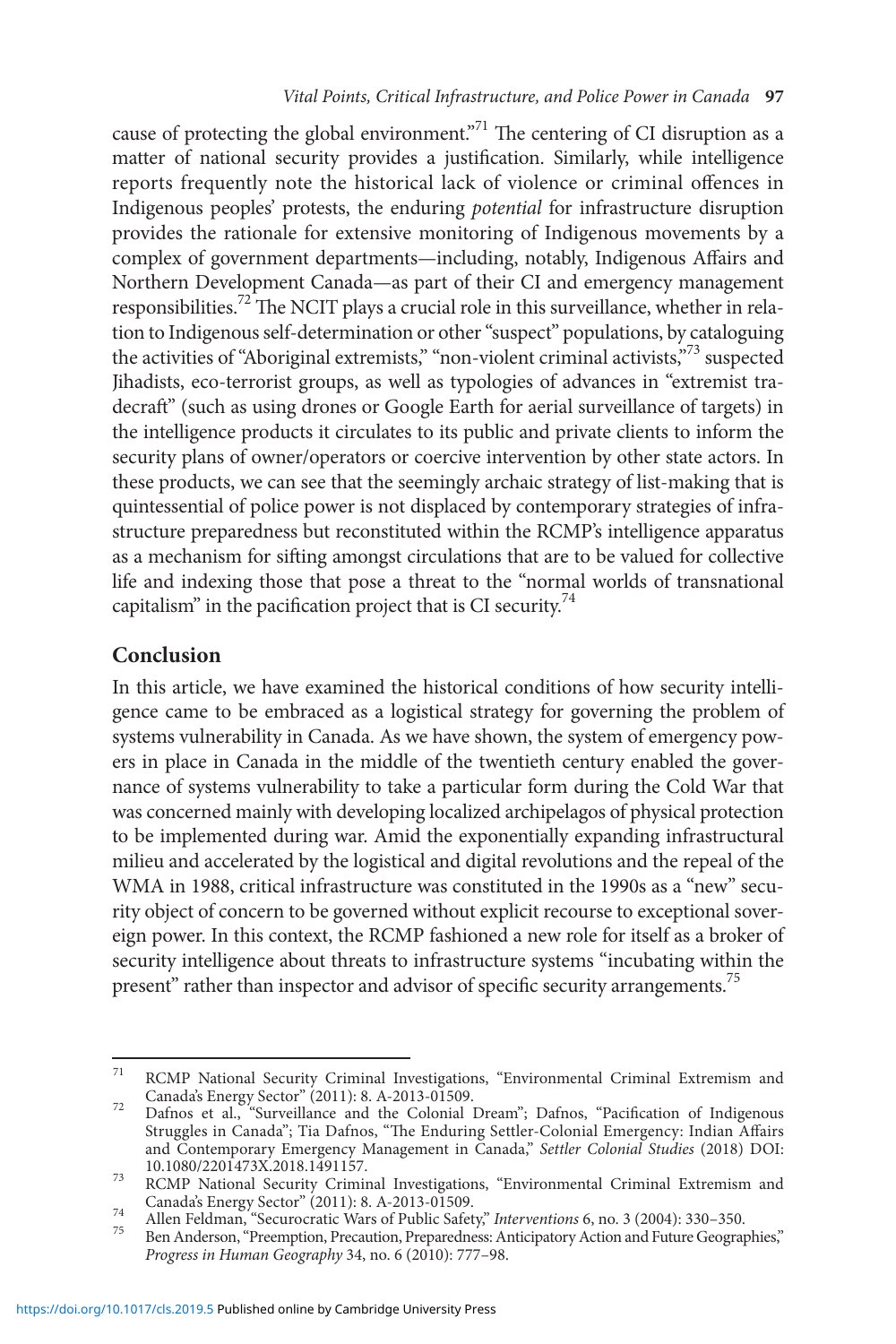cause of protecting the global environment."[71] The centering of CI disruption as a matter of national security provides a justification. Similarly, while intelligence reports frequently note the historical lack of violence or criminal offences in Indigenous peoples' protests, the enduring *potential* for infrastructure disruption provides the rationale for extensive monitoring of Indigenous movements by a complex of government departments—including, notably, Indigenous Affairs and Northern Development Canada—as part of their CI and emergency management responsibilities.[72] The NCIT plays a crucial role in this surveillance, whether in relation to Indigenous self-determination or other "suspect" populations, by cataloguing the activities of "Aboriginal extremists," "non-violent criminal activists,"[73] suspected Jihadists, eco-terrorist groups, as well as typologies of advances in "extremist tradecraft" (such as using drones or Google Earth for aerial surveillance of targets) in the intelligence products it circulates to its public and private clients to inform the security plans of owner/operators or coercive intervention by other state actors. In these products, we can see that the seemingly archaic strategy of list-making that is quintessential of police power is not displaced by contemporary strategies of infrastructure preparedness but reconstituted within the RCMP's intelligence apparatus as a mechanism for sifting amongst circulations that are to be valued for collective life and indexing those that pose a threat to the "normal worlds of transnational capitalism" in the pacification project that is CI security.[74]

## Conclusion

In this article, we have examined the historical conditions of how security intelligence came to be embraced as a logistical strategy for governing the problem of systems vulnerability in Canada. As we have shown, the system of emergency powers in place in Canada in the middle of the twentieth century enabled the governance of systems vulnerability to take a particular form during the Cold War that was concerned mainly with developing localized archipelagos of physical protection to be implemented during war. Amid the exponentially expanding infrastructural milieu and accelerated by the logistical and digital revolutions and the repeal of the WMA in 1988, critical infrastructure was constituted in the 1990s as a "new" security object of concern to be governed without explicit recourse to exceptional sovereign power. In this context, the RCMP fashioned a new role for itself as a broker of security intelligence about threats to infrastructure systems "incubating within the present" rather than inspector and advisor of specific security arrangements.[75]

---

[71] RCMP National Security Criminal Investigations, "Environmental Criminal Extremism and Canada's Energy Sector" (2011): 8. A-2013-01509.

[72] Dafnos et al., "Surveillance and the Colonial Dream"; Dafnos, "Pacification of Indigenous Struggles in Canada"; Tia Dafnos, "The Enduring Settler-Colonial Emergency: Indian Affairs and Contemporary Emergency Management in Canada," *Settler Colonial Studies* (2018) DOI: 10.1080/2201473X.2018.1491157.

[73] RCMP National Security Criminal Investigations, "Environmental Criminal Extremism and Canada's Energy Sector" (2011): 8. A-2013-01509.

[74] Allen Feldman, "Securocratic Wars of Public Safety," *Interventions* 6, no. 3 (2004): 330–350.

[75] Ben Anderson, "Preemption, Precaution, Preparedness: Anticipatory Action and Future Geographies," *Progress in Human Geography* 34, no. 6 (2010): 777–98.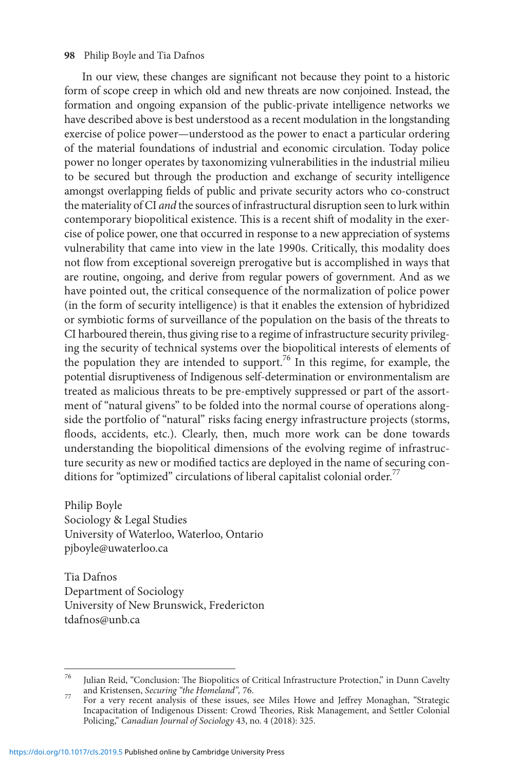In our view, these changes are significant not because they point to a historic form of scope creep in which old and new threats are now conjoined. Instead, the formation and ongoing expansion of the public-private intelligence networks we have described above is best understood as a recent modulation in the longstanding exercise of police power—understood as the power to enact a particular ordering of the material foundations of industrial and economic circulation. Today police power no longer operates by taxonomizing vulnerabilities in the industrial milieu to be secured but through the production and exchange of security intelligence amongst overlapping fields of public and private security actors who co-construct the materiality of CI *and* the sources of infrastructural disruption seen to lurk within contemporary biopolitical existence. This is a recent shift of modality in the exercise of police power, one that occurred in response to a new appreciation of systems vulnerability that came into view in the late 1990s. Critically, this modality does not flow from exceptional sovereign prerogative but is accomplished in ways that are routine, ongoing, and derive from regular powers of government. And as we have pointed out, the critical consequence of the normalization of police power (in the form of security intelligence) is that it enables the extension of hybridized or symbiotic forms of surveillance of the population on the basis of the threats to CI harboured therein, thus giving rise to a regime of infrastructure security privileging the security of technical systems over the biopolitical interests of elements of the population they are intended to support.[76] In this regime, for example, the potential disruptiveness of Indigenous self-determination or environmentalism are treated as malicious threats to be pre-emptively suppressed or part of the assortment of "natural givens" to be folded into the normal course of operations alongside the portfolio of "natural" risks facing energy infrastructure projects (storms, floods, accidents, etc.). Clearly, then, much more work can be done towards understanding the biopolitical dimensions of the evolving regime of infrastructure security as new or modified tactics are deployed in the name of securing conditions for "optimized" circulations of liberal capitalist colonial order.[77]

Philip Boyle
Sociology & Legal Studies
University of Waterloo, Waterloo, Ontario
pjboyle@uwaterloo.ca

Tia Dafnos
Department of Sociology
University of New Brunswick, Fredericton
tdafnos@unb.ca

---

[76] Julian Reid, "Conclusion: The Biopolitics of Critical Infrastructure Protection," in Dunn Cavelty and Kristensen, *Securing "the Homeland"*, 76.

[77] For a very recent analysis of these issues, see Miles Howe and Jeffrey Monaghan, "Strategic Incapacitation of Indigenous Dissent: Crowd Theories, Risk Management, and Settler Colonial Policing," *Canadian Journal of Sociology* 43, no. 4 (2018): 325.

https://doi.org/10.1017/cls.2019.5 Published online by Cambridge University Press